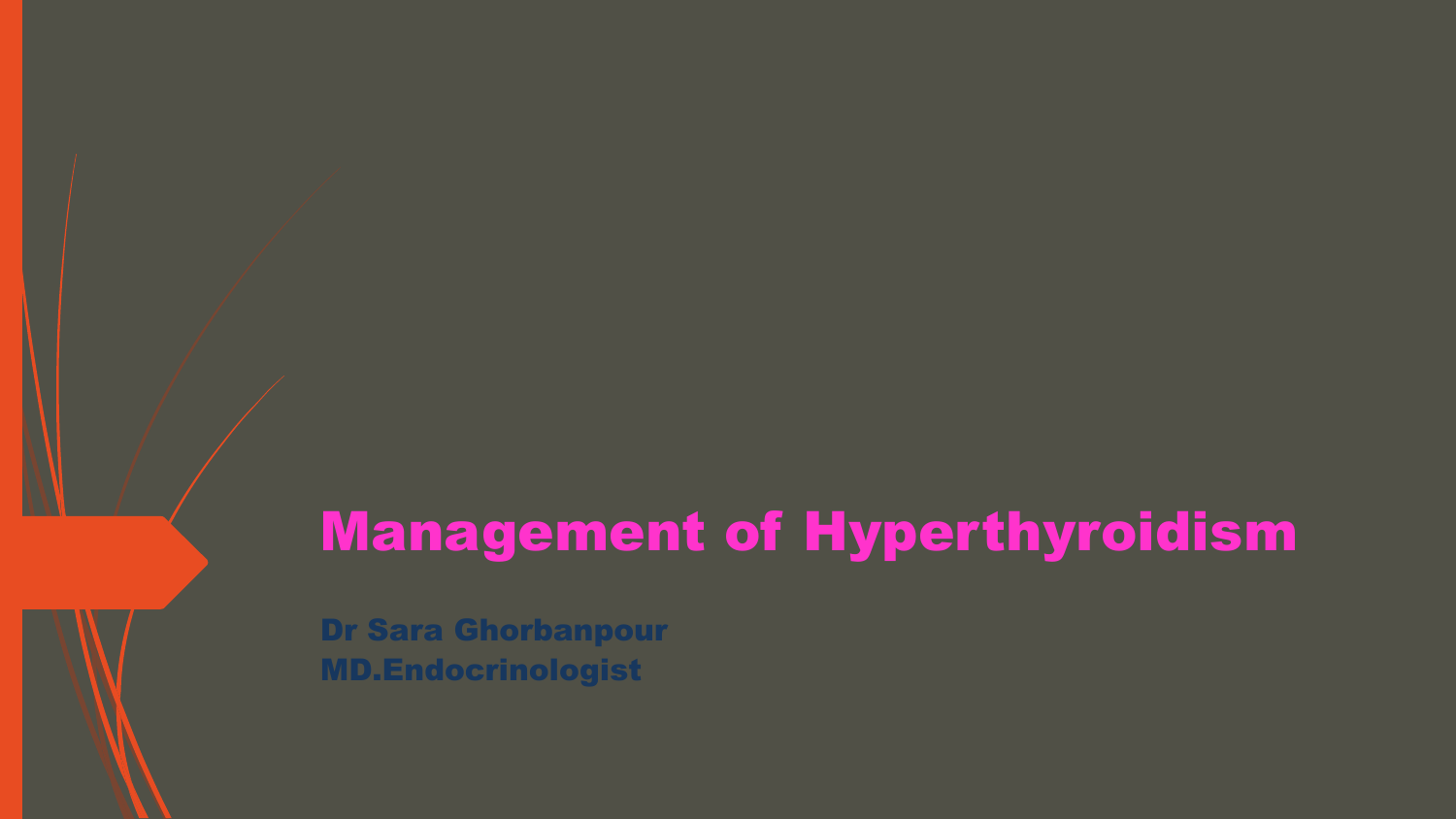# Management of Hyperthyroidism

**Dr Sara Ghorbanpour**
**MD.Endocrinologist**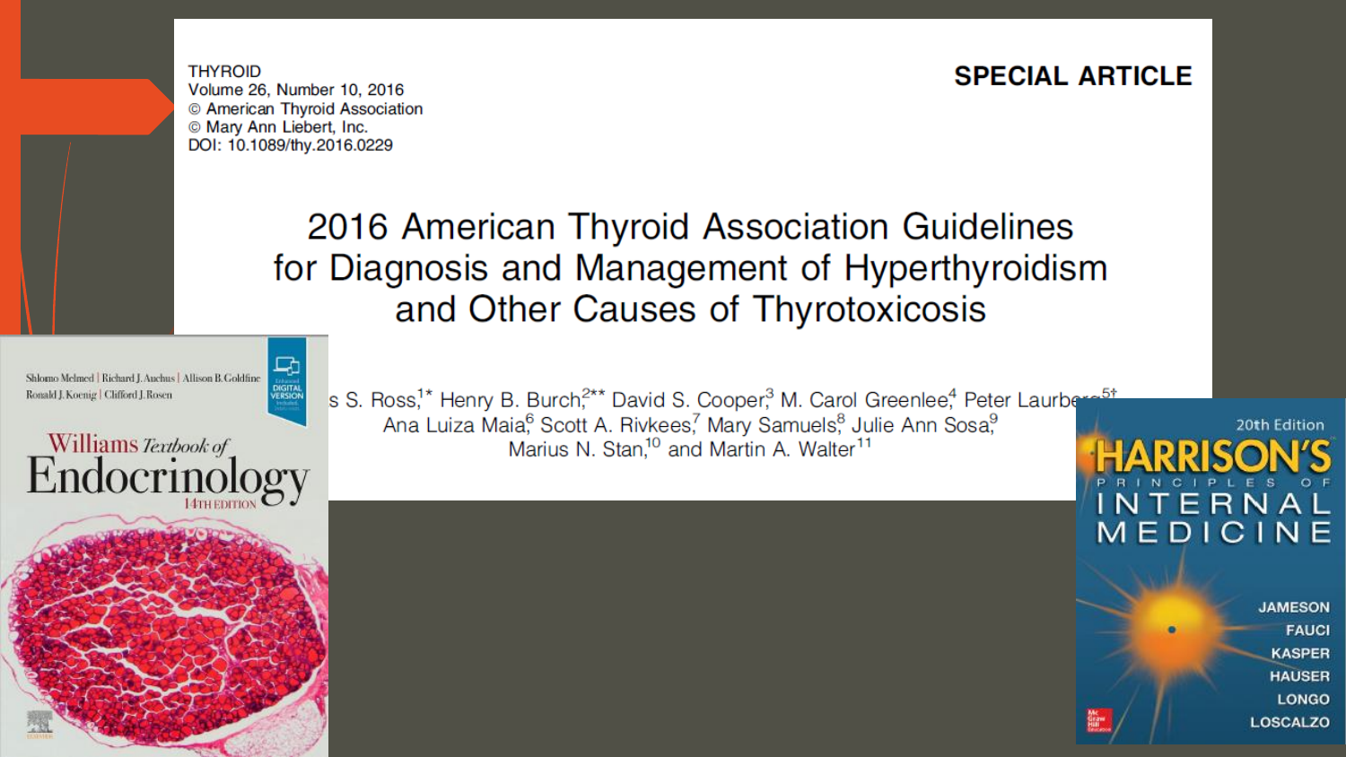THYROID
Volume 26, Number 10, 2016
© American Thyroid Association
© Mary Ann Liebert, Inc.
DOI: 10.1089/thy.2016.0229

**SPECIAL ARTICLE**

# 2016 American Thyroid Association Guidelines for Diagnosis and Management of Hyperthyroidism and Other Causes of Thyrotoxicosis

s S. Ross,[1*] Henry B. Burch,[2**] David S. Cooper,[3] M. Carol Greenlee,[4] Peter Laurbe...[5†]
Ana Luiza Maia,[6] Scott A. Rivkees,[7] Mary Samuels,[8] Julie Ann Sosa,[9]
Marius N. Stan,[10] and Martin A. Walter[11]

Shlomo Melmed | Richard J. Auchus | Allison B. Goldfine
Ronald J. Koenig | Clifford J. Rosen

Williams Textbook of Endocrinology
14TH EDITION

20th Edition
HARRISON'S PRINCIPLES OF INTERNAL MEDICINE
JAMESON
FAUCI
KASPER
HAUSER
LONGO
LOSCALZO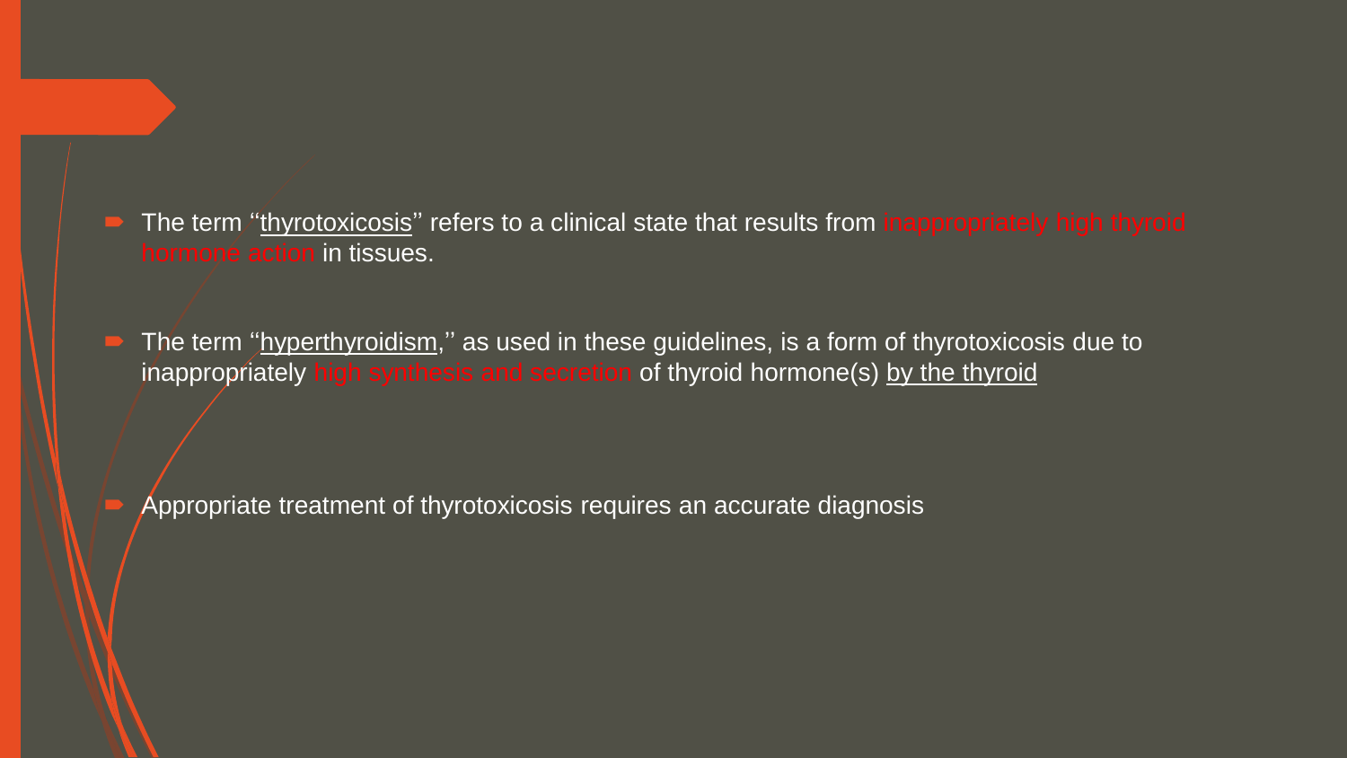- The term "thyrotoxicosis" refers to a clinical state that results from inappropriately high thyroid hormone action in tissues.
- The term "hyperthyroidism," as used in these guidelines, is a form of thyrotoxicosis due to inappropriately high synthesis and secretion of thyroid hormone(s) by the thyroid
- Appropriate treatment of thyrotoxicosis requires an accurate diagnosis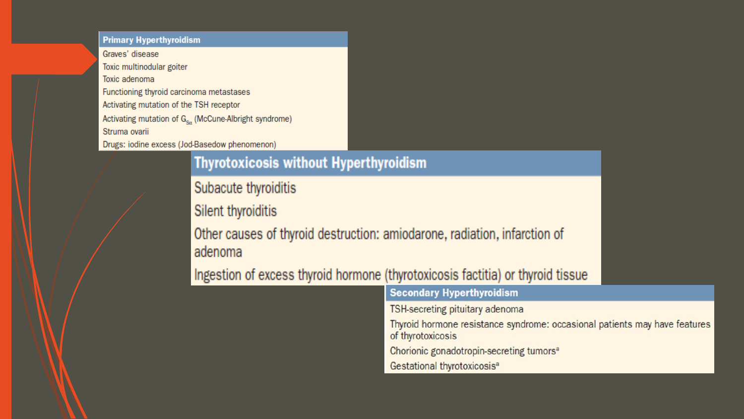| Primary Hyperthyroidism |
| --- |
| Graves' disease |
| Toxic multinodular goiter |
| Toxic adenoma |
| Functioning thyroid carcinoma metastases |
| Activating mutation of the TSH receptor |
| Activating mutation of $G_{S\alpha}$ (McCune-Albright syndrome) |
| Struma ovarii |
| Drugs: iodine excess (Jod-Basedow phenomenon) |

| Thyrotoxicosis without Hyperthyroidism |
| --- |
| Subacute thyroiditis |
| Silent thyroiditis |
| Other causes of thyroid destruction: amiodarone, radiation, infarction of adenoma |
| Ingestion of excess thyroid hormone (thyrotoxicosis factitia) or thyroid tissue |

| Secondary Hyperthyroidism |
| --- |
| TSH-secreting pituitary adenoma |
| Thyroid hormone resistance syndrome: occasional patients may have features of thyrotoxicosis |
| Chorionic gonadotropin-secreting tumors[a] |
| Gestational thyrotoxicosis[a] |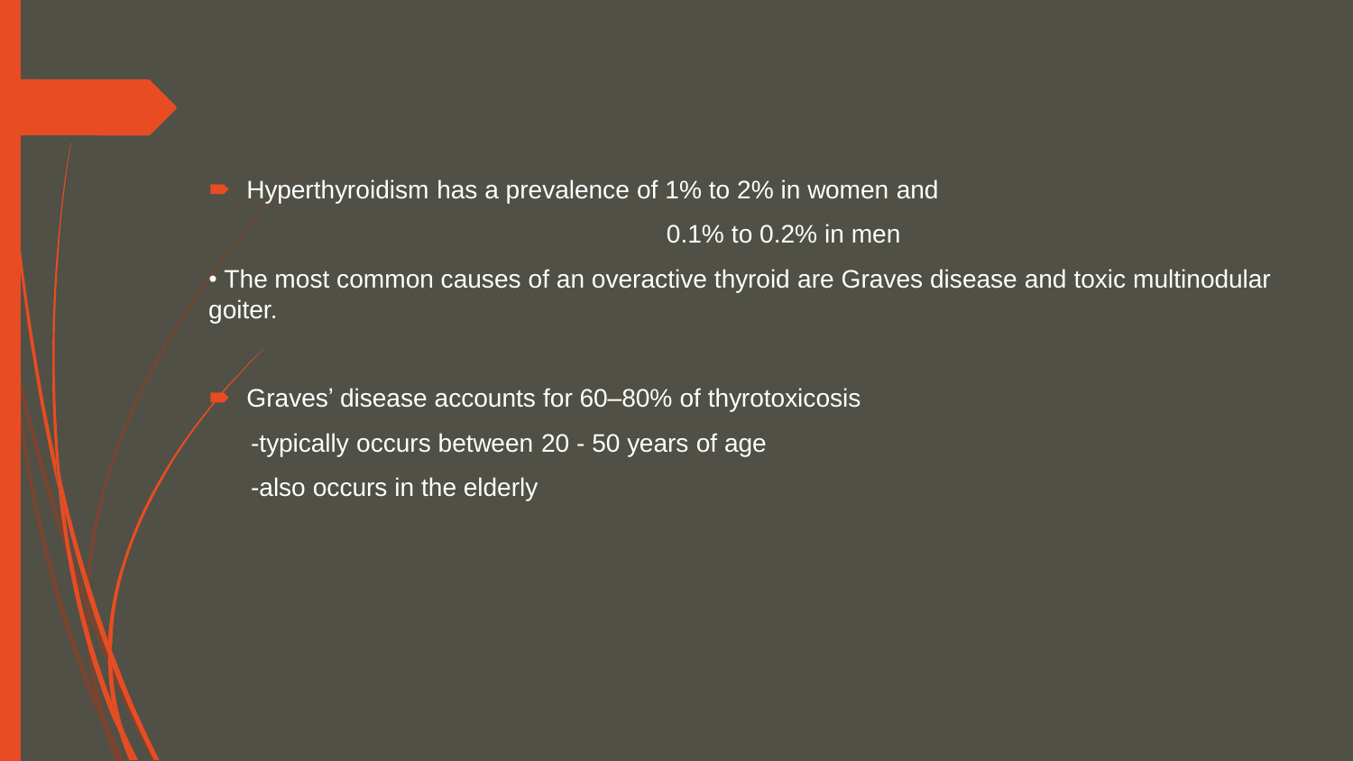- Hyperthyroidism has a prevalence of 1% to 2% in women and
  0.1% to 0.2% in men

• The most common causes of an overactive thyroid are Graves disease and toxic multinodular goiter.

- Graves' disease accounts for 60–80% of thyrotoxicosis
  - -typically occurs between 20 - 50 years of age
  - -also occurs in the elderly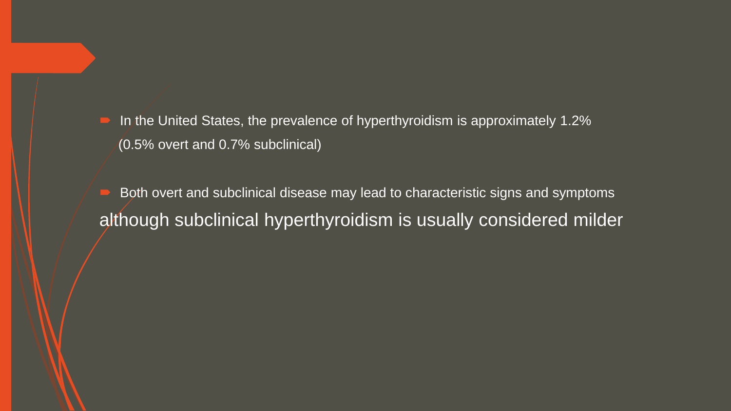- In the United States, the prevalence of hyperthyroidism is approximately 1.2% (0.5% overt and 0.7% subclinical)

- Both overt and subclinical disease may lead to characteristic signs and symptoms although subclinical hyperthyroidism is usually considered milder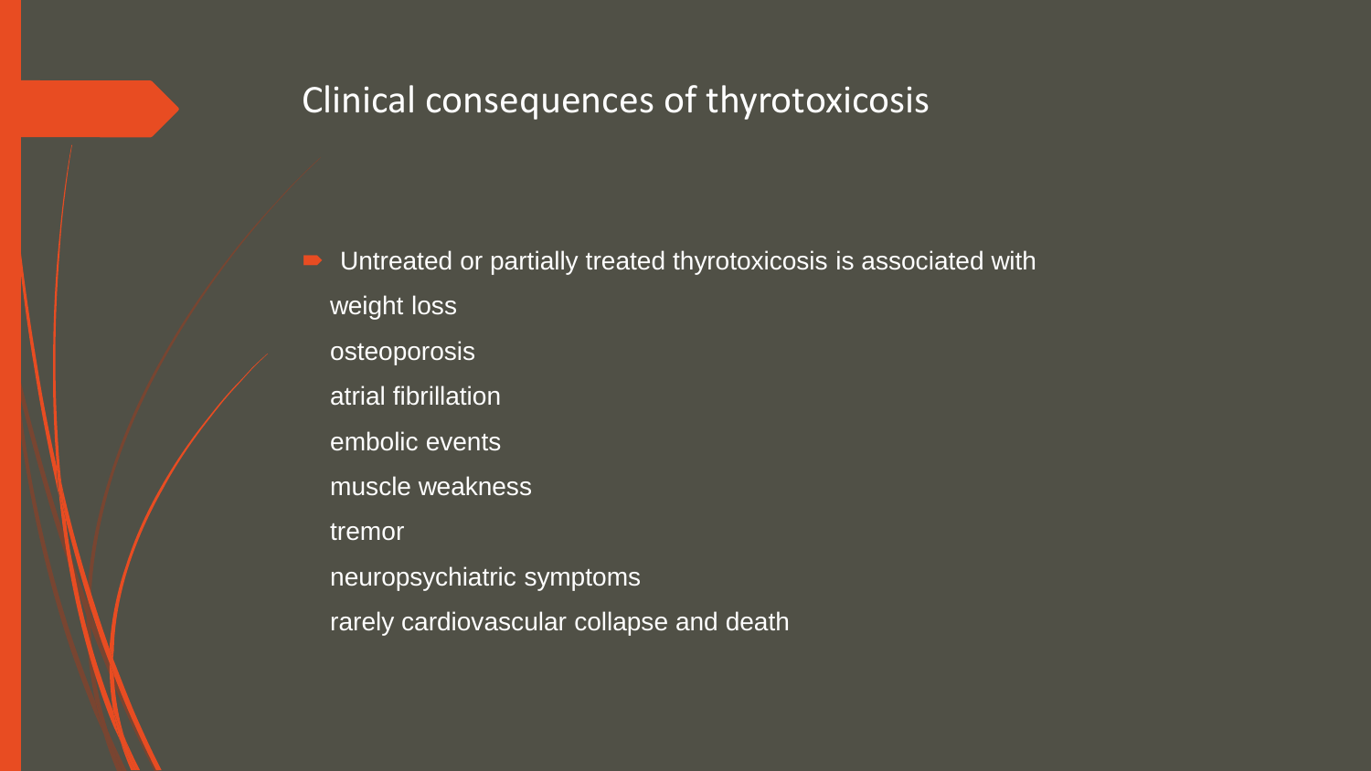## Clinical consequences of thyrotoxicosis

- Untreated or partially treated thyrotoxicosis is associated with
  - weight loss
  - osteoporosis
  - atrial fibrillation
  - embolic events
  - muscle weakness
  - tremor
  - neuropsychiatric symptoms
  - rarely cardiovascular collapse and death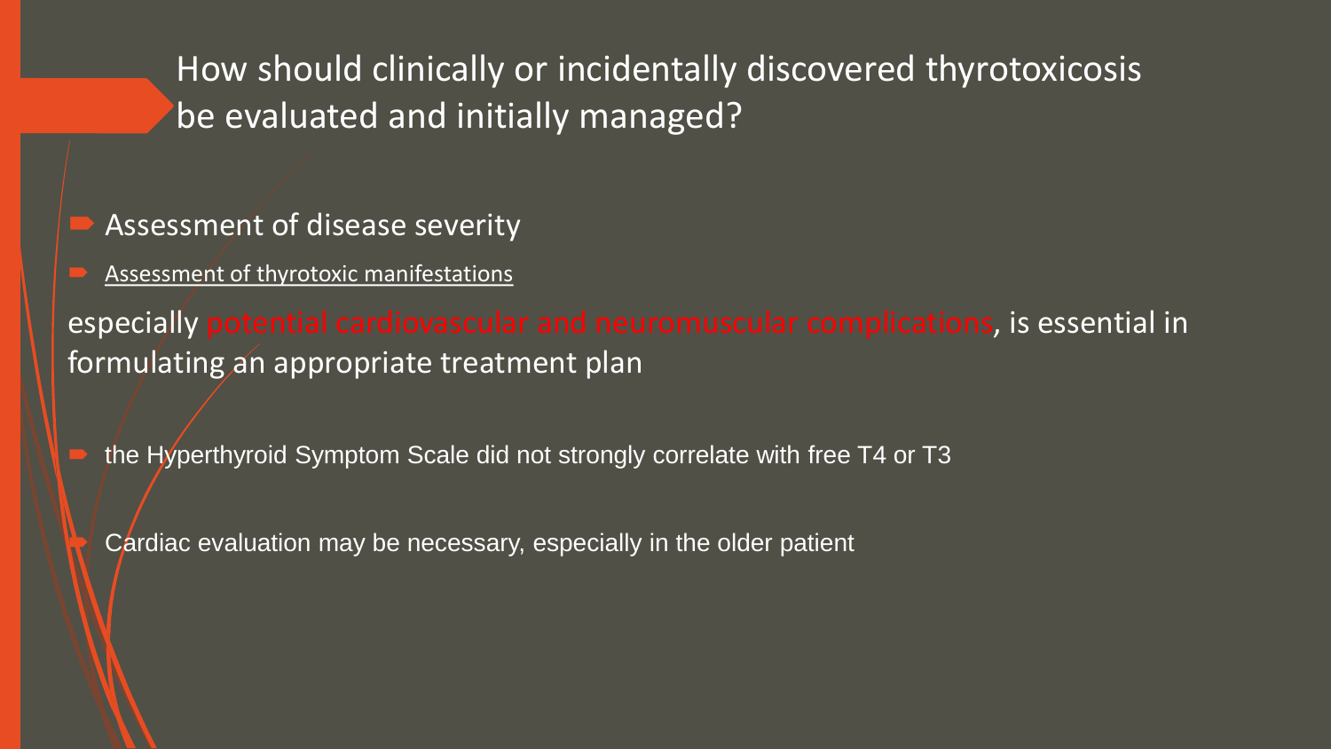## How should clinically or incidentally discovered thyrotoxicosis be evaluated and initially managed?

- Assessment of disease severity
- Assessment of thyrotoxic manifestations

especially potential cardiovascular and neuromuscular complications, is essential in formulating an appropriate treatment plan

- the Hyperthyroid Symptom Scale did not strongly correlate with free T4 or T3
- Cardiac evaluation may be necessary, especially in the older patient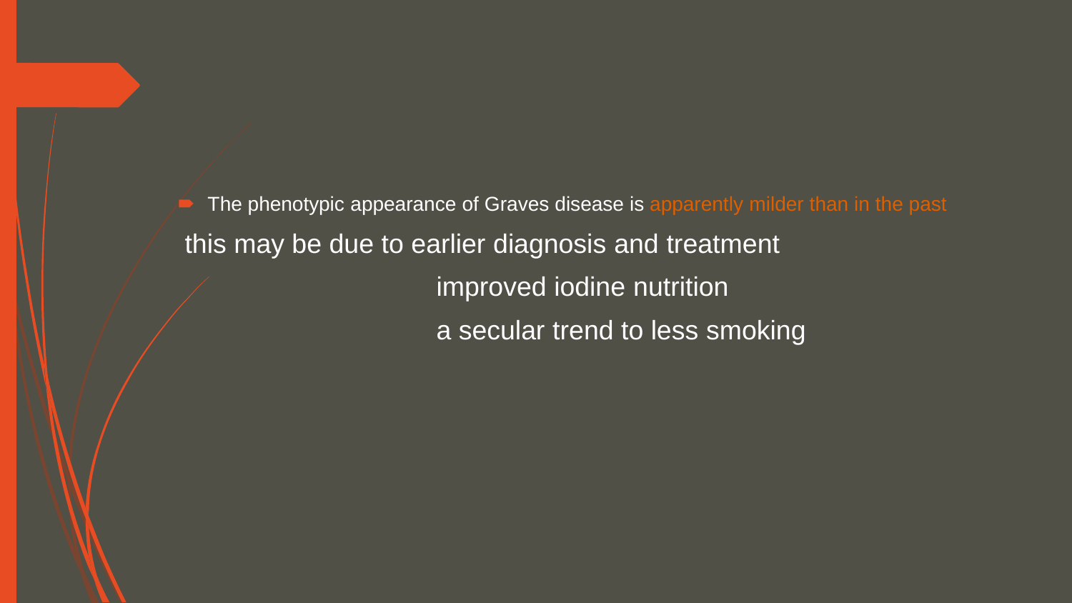- The phenotypic appearance of Graves disease is apparently milder than in the past

this may be due to earlier diagnosis and treatment

improved iodine nutrition

a secular trend to less smoking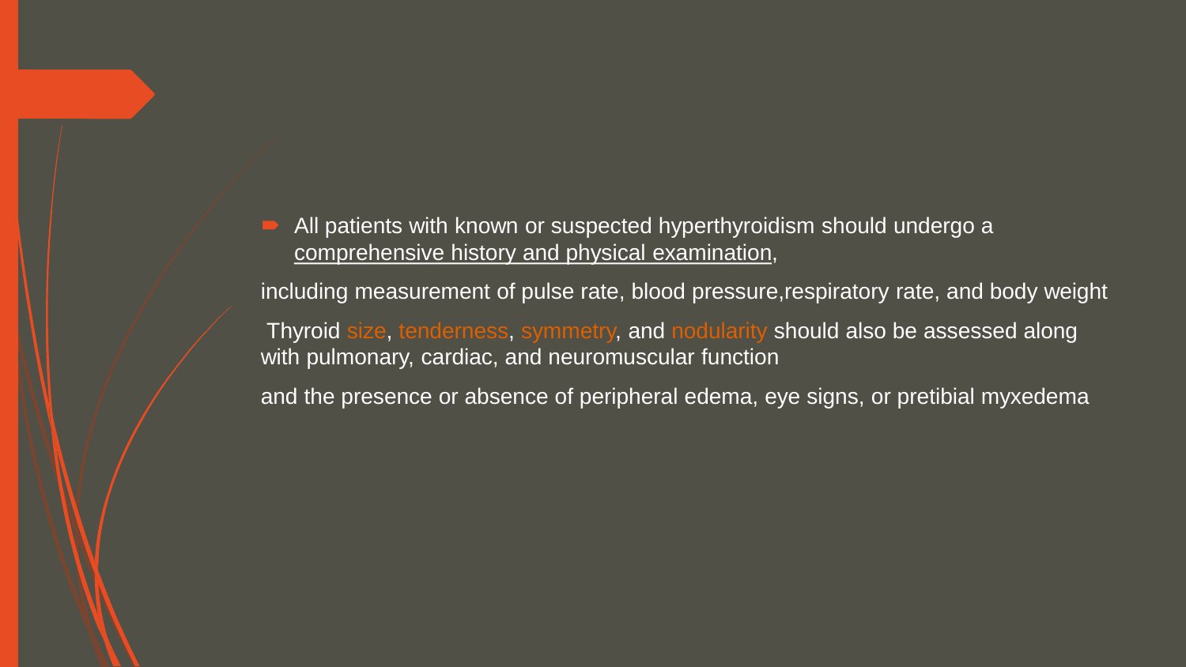- All patients with known or suspected hyperthyroidism should undergo a comprehensive history and physical examination,

including measurement of pulse rate, blood pressure,respiratory rate, and body weight

Thyroid size, tenderness, symmetry, and nodularity should also be assessed along with pulmonary, cardiac, and neuromuscular function

and the presence or absence of peripheral edema, eye signs, or pretibial myxedema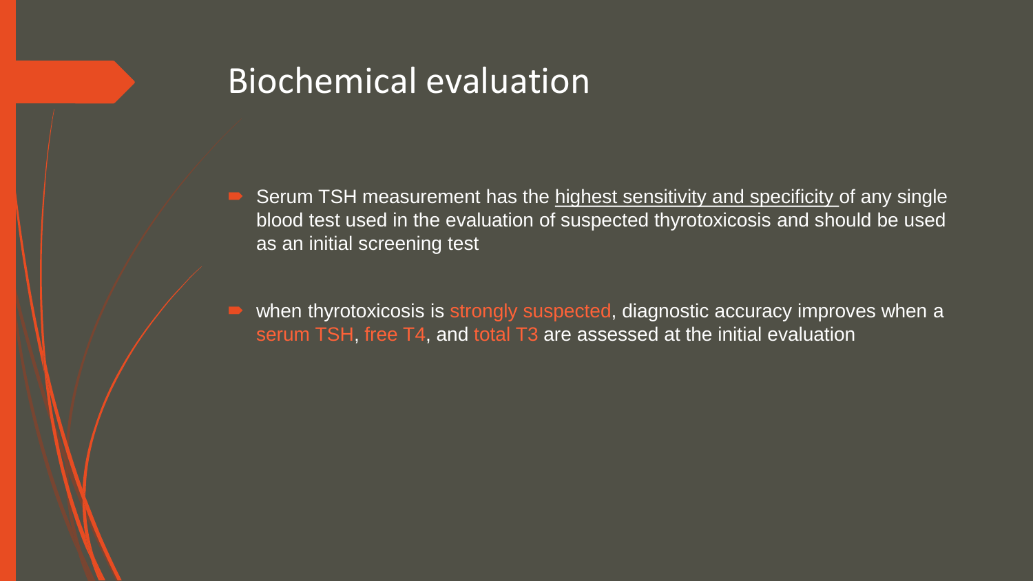# Biochemical evaluation

- Serum TSH measurement has the highest sensitivity and specificity of any single blood test used in the evaluation of suspected thyrotoxicosis and should be used as an initial screening test

- when thyrotoxicosis is strongly suspected, diagnostic accuracy improves when a serum TSH, free T4, and total T3 are assessed at the initial evaluation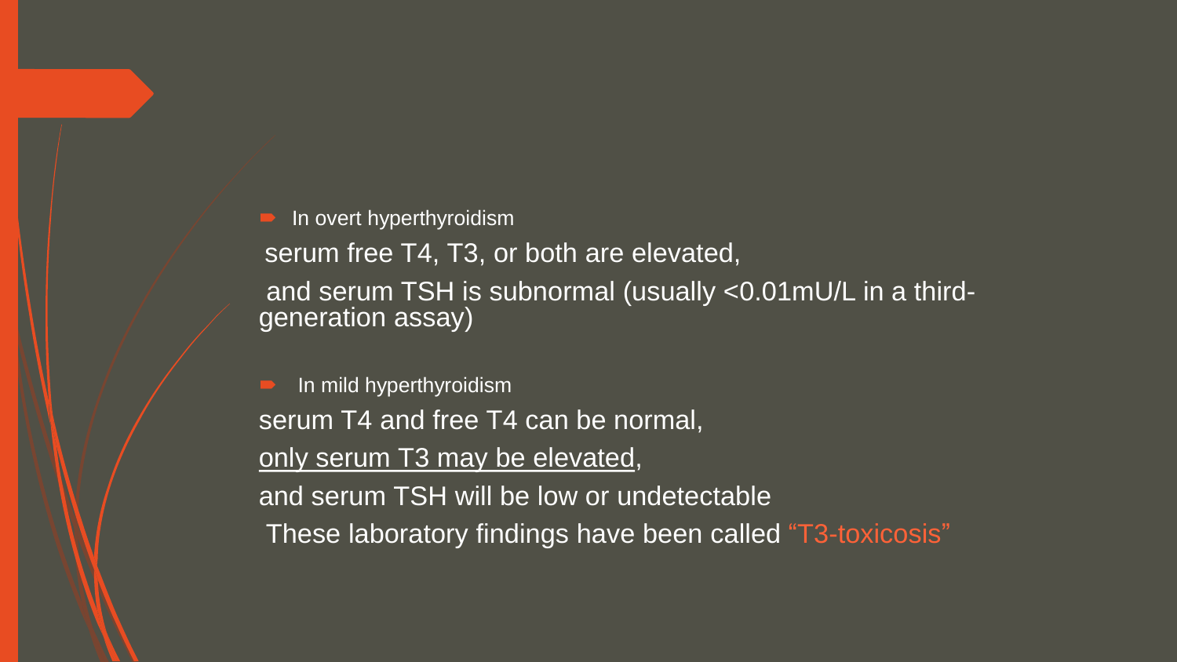- In overt hyperthyroidism

serum free T4, T3, or both are elevated,

and serum TSH is subnormal (usually <0.01mU/L in a third-generation assay)

- In mild hyperthyroidism

serum T4 and free T4 can be normal,

only serum T3 may be elevated,

and serum TSH will be low or undetectable

These laboratory findings have been called "T3-toxicosis"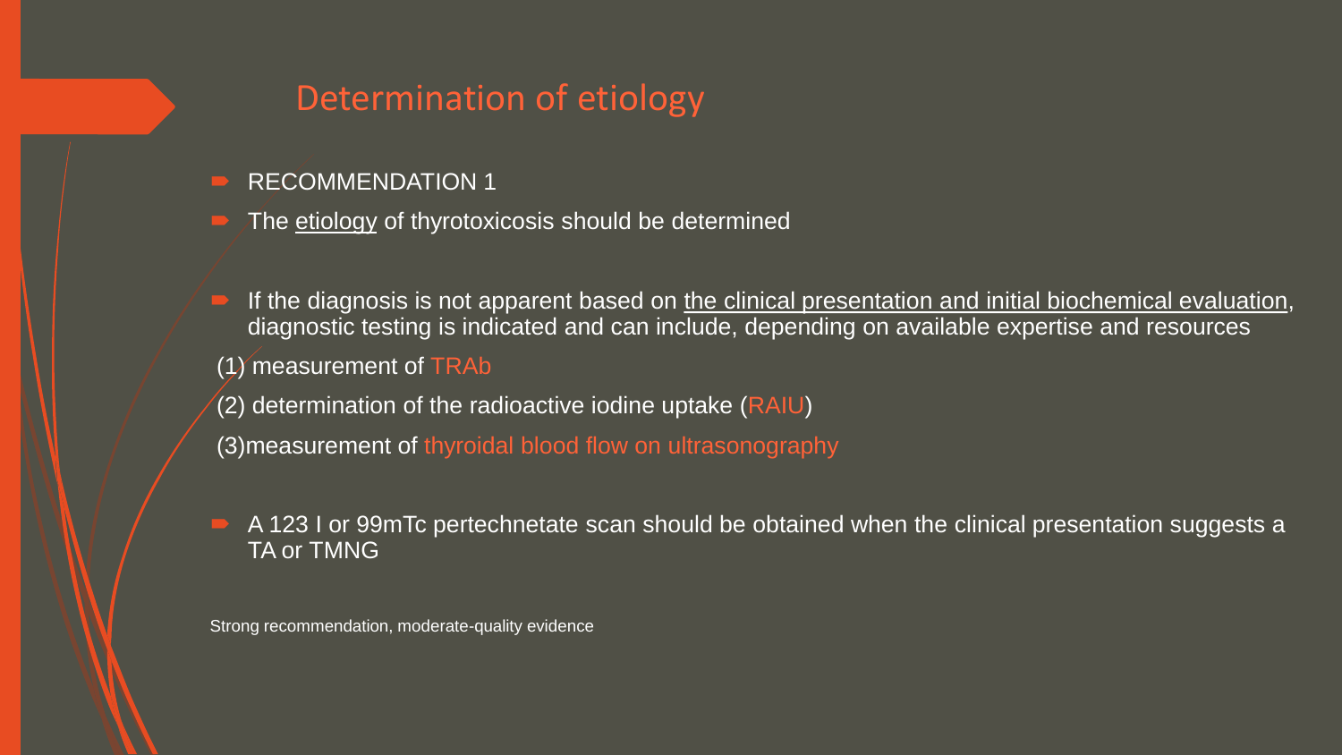# Determination of etiology

- RECOMMENDATION 1
- The etiology of thyrotoxicosis should be determined
- If the diagnosis is not apparent based on the clinical presentation and initial biochemical evaluation, diagnostic testing is indicated and can include, depending on available expertise and resources

(1) measurement of TRAb

(2) determination of the radioactive iodine uptake (RAIU)

(3)measurement of thyroidal blood flow on ultrasonography

- A 123 I or 99mTc pertechnetate scan should be obtained when the clinical presentation suggests a TA or TMNG

Strong recommendation, moderate-quality evidence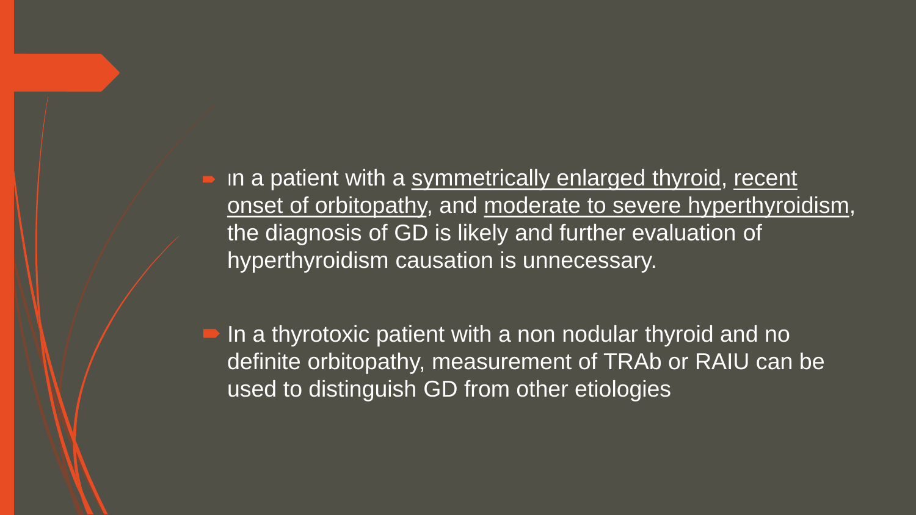- In a patient with a <u>symmetrically enlarged thyroid</u>, <u>recent onset of orbitopathy</u>, and <u>moderate to severe hyperthyroidism</u>, the diagnosis of GD is likely and further evaluation of hyperthyroidism causation is unnecessary.

- In a thyrotoxic patient with a non nodular thyroid and no definite orbitopathy, measurement of TRAb or RAIU can be used to distinguish GD from other etiologies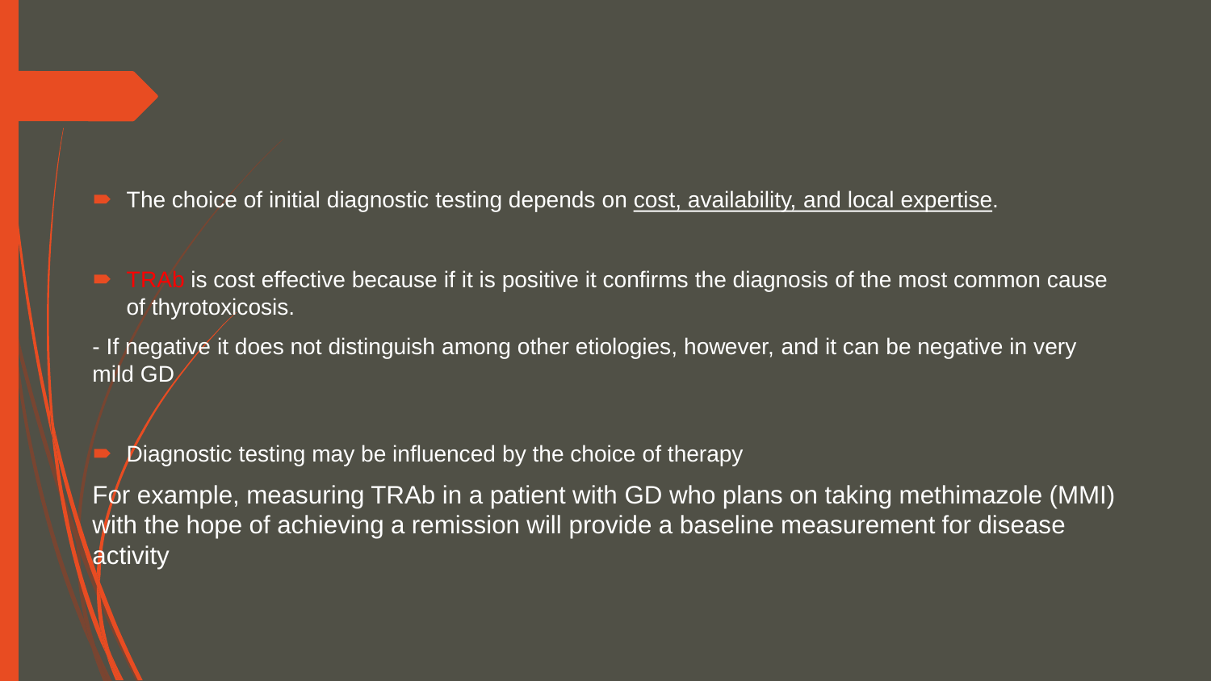- The choice of initial diagnostic testing depends on cost, availability, and local expertise.

- TRAb is cost effective because if it is positive it confirms the diagnosis of the most common cause of thyrotoxicosis.

- If negative it does not distinguish among other etiologies, however, and it can be negative in very mild GD

- Diagnostic testing may be influenced by the choice of therapy

For example, measuring TRAb in a patient with GD who plans on taking methimazole (MMI) with the hope of achieving a remission will provide a baseline measurement for disease activity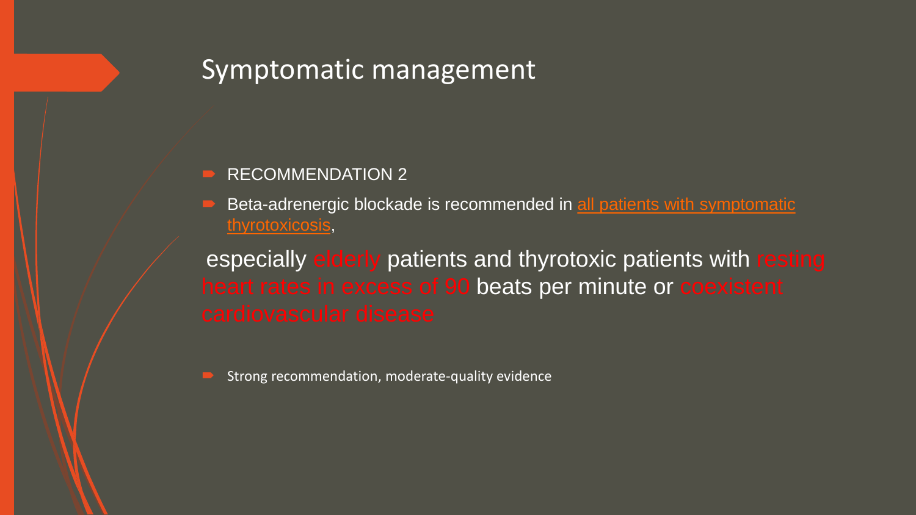## Symptomatic management

- RECOMMENDATION 2
- Beta-adrenergic blockade is recommended in all patients with symptomatic thyrotoxicosis,

especially elderly patients and thyrotoxic patients with resting heart rates in excess of 90 beats per minute or coexistent cardiovascular disease

- Strong recommendation, moderate-quality evidence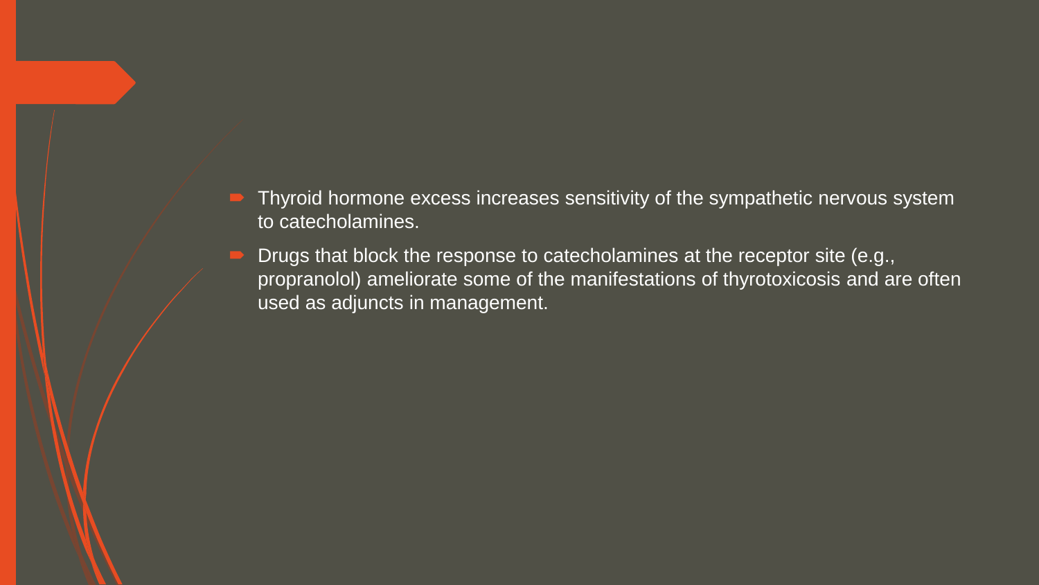- Thyroid hormone excess increases sensitivity of the sympathetic nervous system to catecholamines.
- Drugs that block the response to catecholamines at the receptor site (e.g., propranolol) ameliorate some of the manifestations of thyrotoxicosis and are often used as adjuncts in management.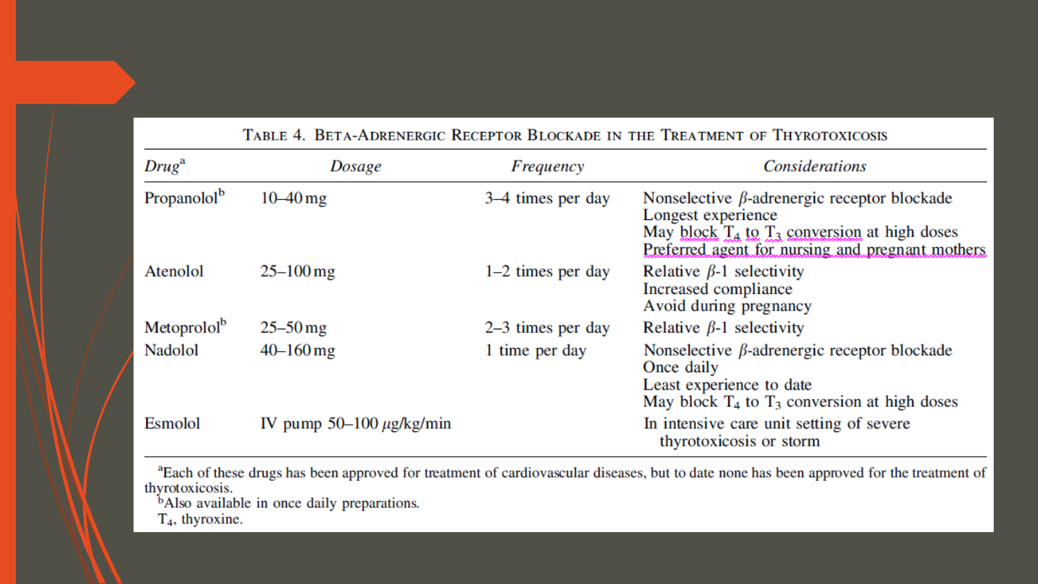**Table 4. Beta-Adrenergic Receptor Blockade in the Treatment of Thyrotoxicosis**

| *Drug*[a] | *Dosage* | *Frequency* | *Considerations* |
|---|---|---|---|
| Propanolol[b] | 10–40 mg | 3–4 times per day | Nonselective $\beta$-adrenergic receptor blockade<br>Longest experience<br>May block $T_4$ to $T_3$ conversion at high doses<br>Preferred agent for nursing and pregnant mothers |
| Atenolol | 25–100 mg | 1–2 times per day | Relative $\beta$-1 selectivity<br>Increased compliance<br>Avoid during pregnancy |
| Metoprolol[b] | 25–50 mg | 2–3 times per day | Relative $\beta$-1 selectivity |
| Nadolol | 40–160 mg | 1 time per day | Nonselective $\beta$-adrenergic receptor blockade<br>Once daily<br>Least experience to date<br>May block $T_4$ to $T_3$ conversion at high doses |
| Esmolol | IV pump 50–100 $\mu$g/kg/min | | In intensive care unit setting of severe thyrotoxicosis or storm |

[a]Each of these drugs has been approved for treatment of cardiovascular diseases, but to date none has been approved for the treatment of thyrotoxicosis.
[b]Also available in once daily preparations.
$T_4$, thyroxine.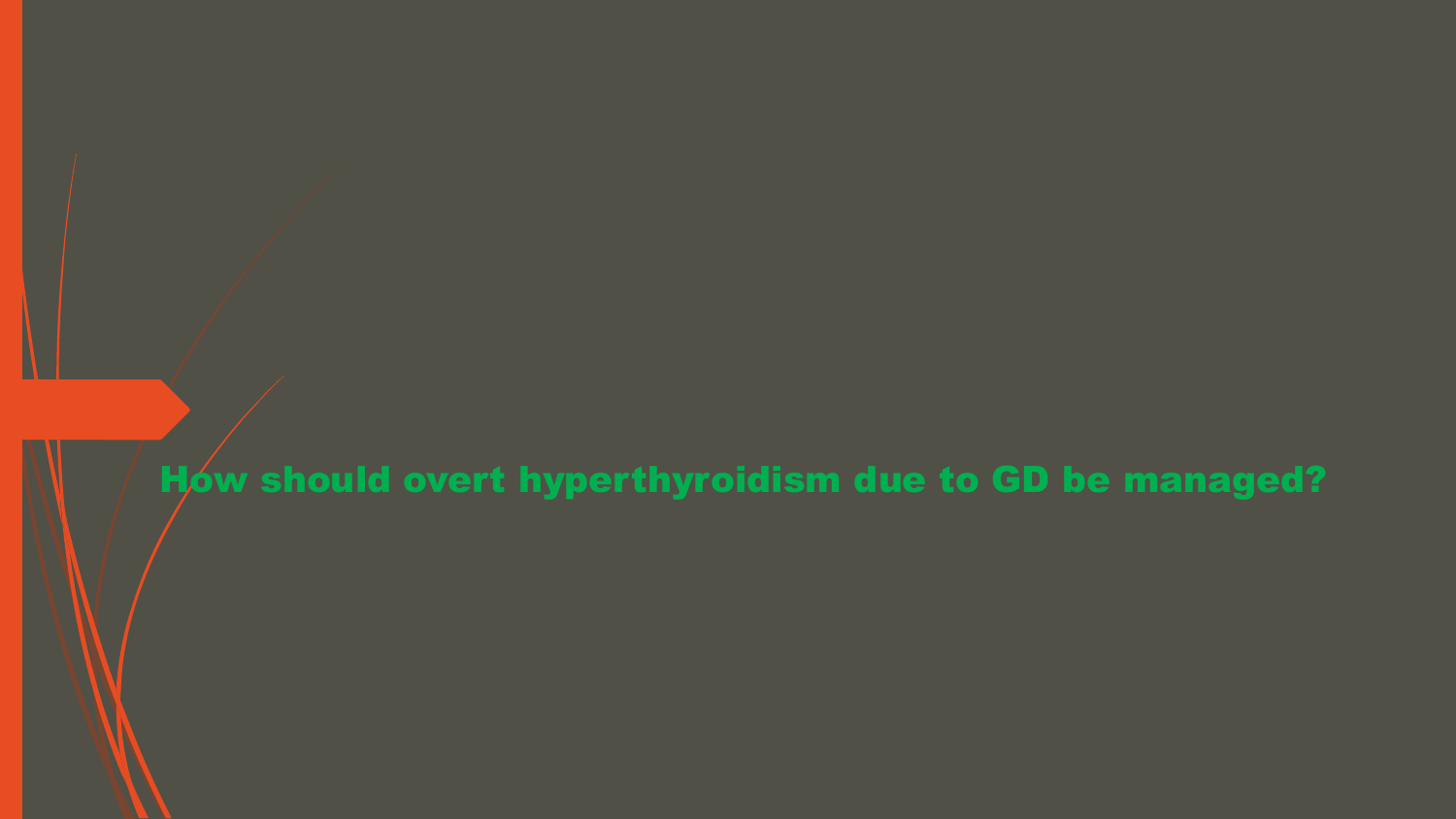# How should overt hyperthyroidism due to GD be managed?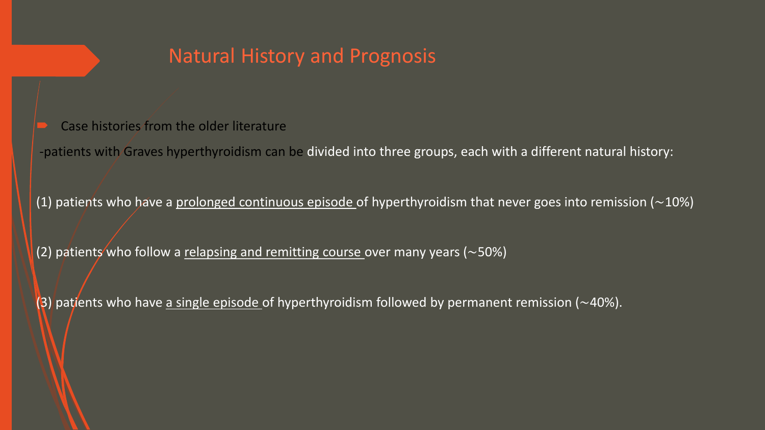## Natural History and Prognosis

- Case histories from the older literature

-patients with Graves hyperthyroidism can be divided into three groups, each with a different natural history:

(1) patients who have a prolonged continuous episode of hyperthyroidism that never goes into remission (∼10%)

(2) patients who follow a relapsing and remitting course over many years (∼50%)

(3) patients who have a single episode of hyperthyroidism followed by permanent remission (∼40%).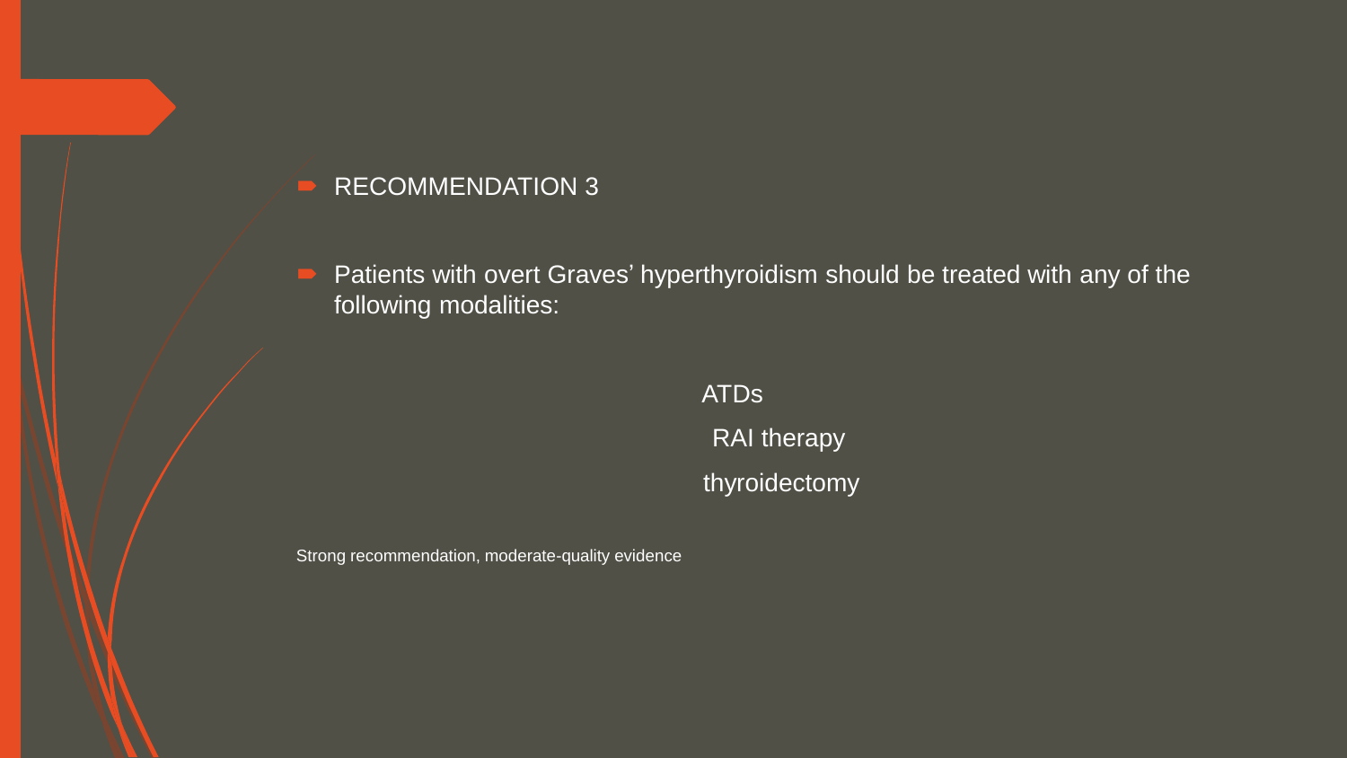- RECOMMENDATION 3

- Patients with overt Graves' hyperthyroidism should be treated with any of the following modalities:

ATDs

RAI therapy

thyroidectomy

Strong recommendation, moderate-quality evidence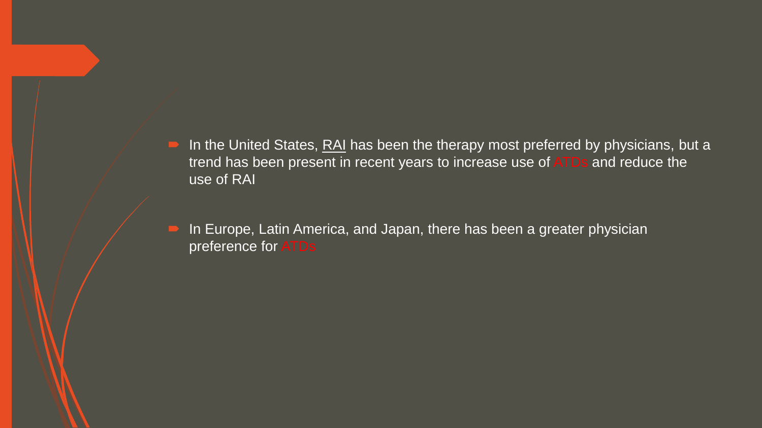- In the United States, RAI has been the therapy most preferred by physicians, but a trend has been present in recent years to increase use of ATDs and reduce the use of RAI
- In Europe, Latin America, and Japan, there has been a greater physician preference for ATDs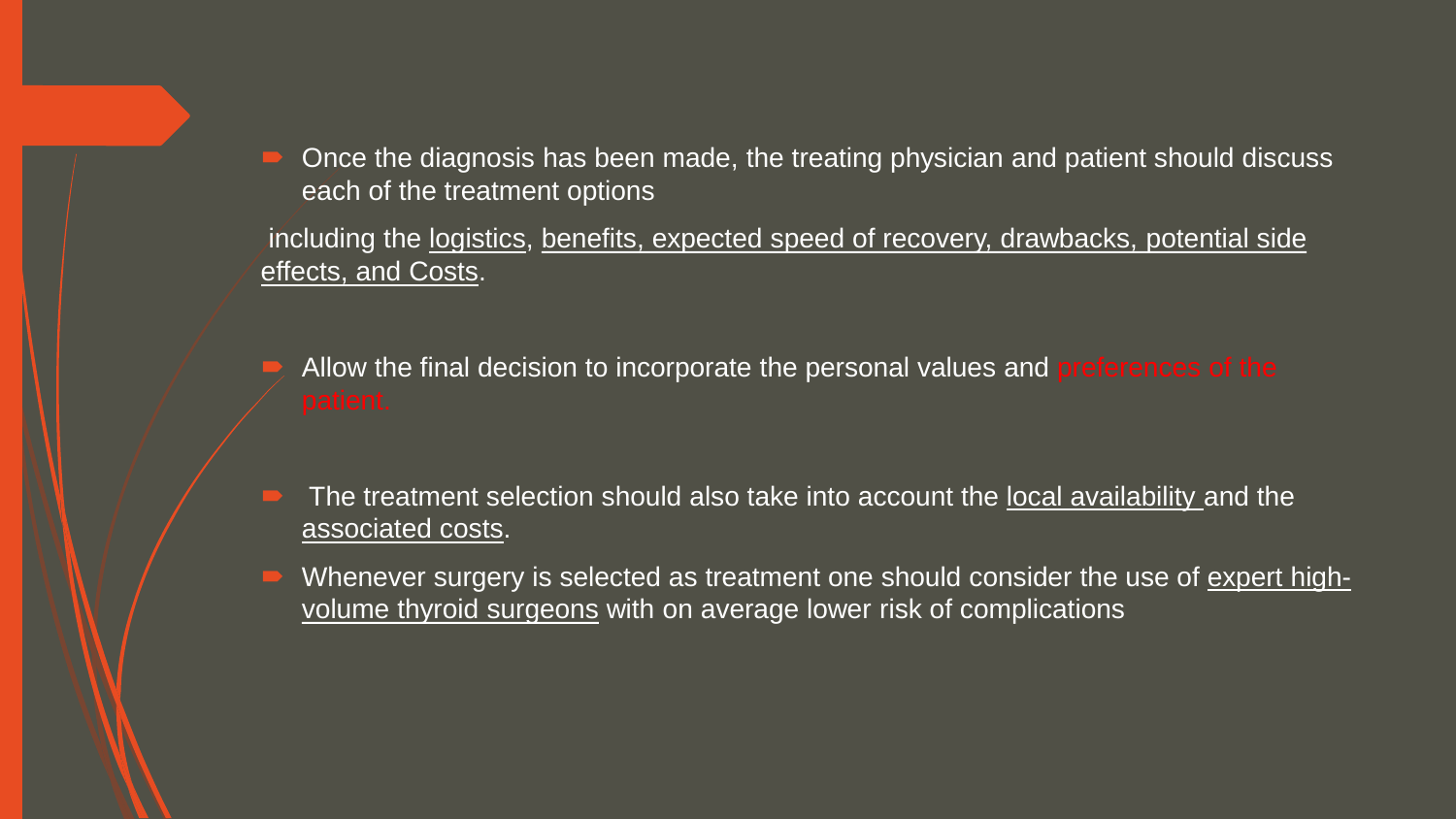- Once the diagnosis has been made, the treating physician and patient should discuss each of the treatment options

including the logistics, benefits, expected speed of recovery, drawbacks, potential side effects, and Costs.

- Allow the final decision to incorporate the personal values and preferences of the patient.

- The treatment selection should also take into account the local availability and the associated costs.
- Whenever surgery is selected as treatment one should consider the use of expert high-volume thyroid surgeons with on average lower risk of complications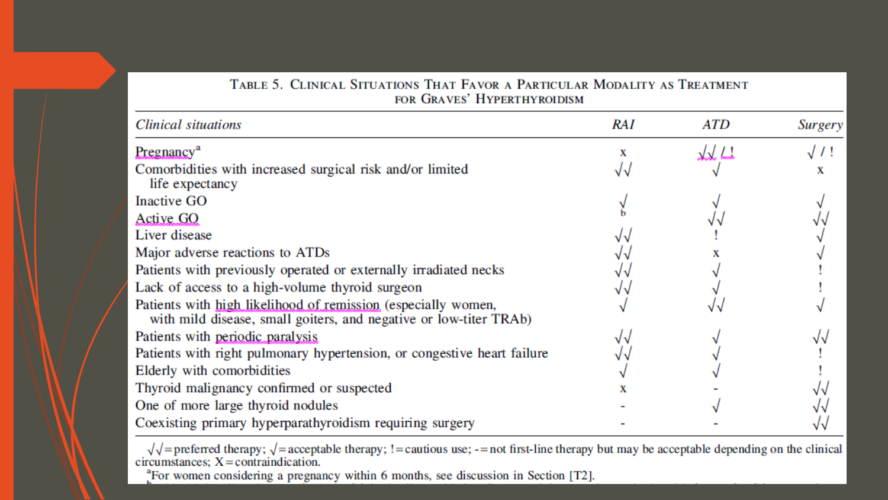**Table 5. Clinical Situations That Favor a Particular Modality as Treatment for Graves' Hyperthyroidism**

| *Clinical situations* | *RAI* | *ATD* | *Surgery* |
|---|---|---|---|
| Pregnancy[a] | x | √√ / ! | √ / ! |
| Comorbidities with increased surgical risk and/or limited life expectancy | √√ | √ | x |
| Inactive GO | √ | √ | √ |
| Active GO | b | √√ | √√ |
| Liver disease | √√ | ! | √ |
| Major adverse reactions to ATDs | √√ | x | √ |
| Patients with previously operated or externally irradiated necks | √√ | √ | ! |
| Lack of access to a high-volume thyroid surgeon | √√ | √ | ! |
| Patients with high likelihood of remission (especially women, with mild disease, small goiters, and negative or low-titer TRAb) | √ | √√ | √ |
| Patients with periodic paralysis | √√ | √ | √√ |
| Patients with right pulmonary hypertension, or congestive heart failure | √√ | √ | ! |
| Elderly with comorbidities | √ | √ | ! |
| Thyroid malignancy confirmed or suspected | x | - | √√ |
| One of more large thyroid nodules | - | √ | √√ |
| Coexisting primary hyperparathyroidism requiring surgery | - | - | √√ |

√√ = preferred therapy; √ = acceptable therapy; ! = cautious use; - = not first-line therapy but may be acceptable depending on the clinical circumstances; X = contraindication.

[a]For women considering a pregnancy within 6 months, see discussion in Section [T2].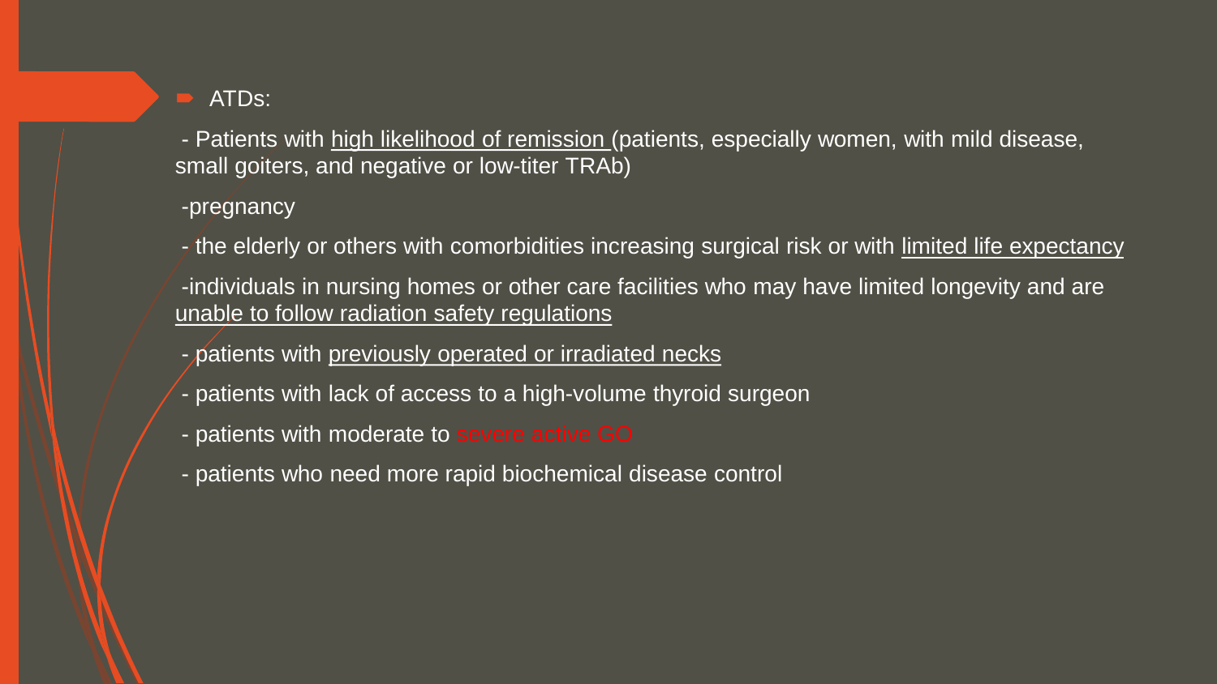- ATDs:

- Patients with high likelihood of remission (patients, especially women, with mild disease, small goiters, and negative or low-titer TRAb)

- pregnancy

- the elderly or others with comorbidities increasing surgical risk or with limited life expectancy

- individuals in nursing homes or other care facilities who may have limited longevity and are unable to follow radiation safety regulations

- patients with previously operated or irradiated necks

- patients with lack of access to a high-volume thyroid surgeon

- patients with moderate to severe active GO

- patients who need more rapid biochemical disease control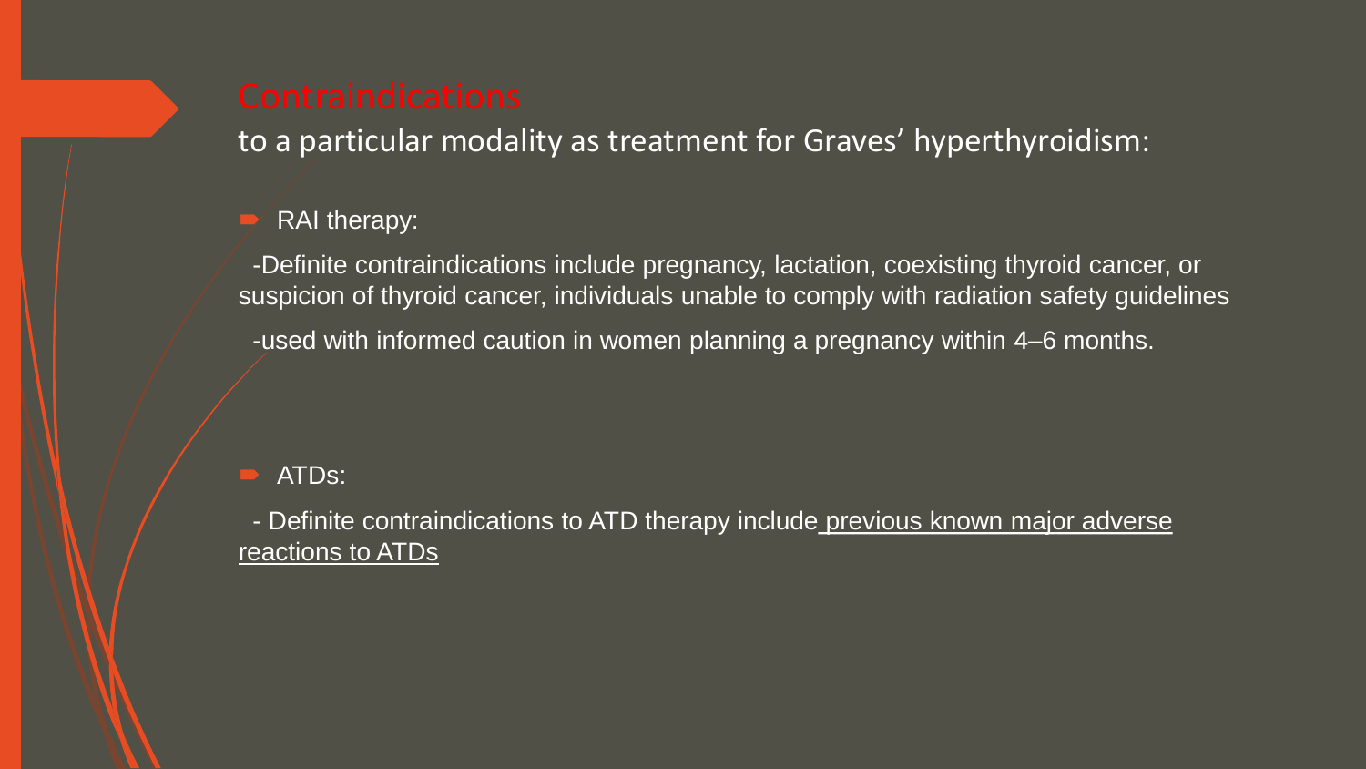# Contraindications

to a particular modality as treatment for Graves' hyperthyroidism:

- RAI therapy:

  -Definite contraindications include pregnancy, lactation, coexisting thyroid cancer, or suspicion of thyroid cancer, individuals unable to comply with radiation safety guidelines

  -used with informed caution in women planning a pregnancy within 4–6 months.

- ATDs:

  - Definite contraindications to ATD therapy include previous known major adverse reactions to ATDs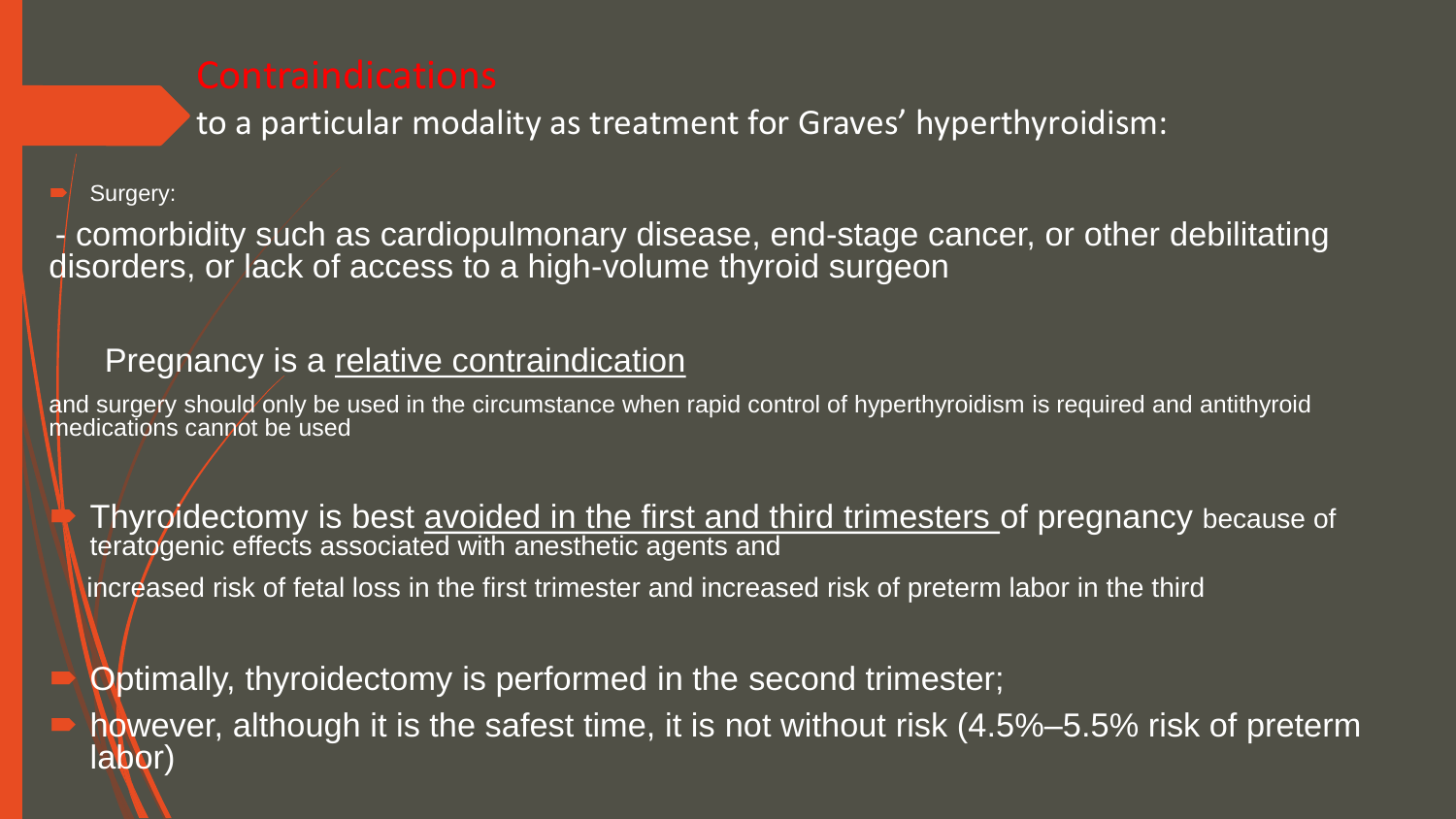## Contraindications to a particular modality as treatment for Graves' hyperthyroidism:

- Surgery:

- comorbidity such as cardiopulmonary disease, end-stage cancer, or other debilitating disorders, or lack of access to a high-volume thyroid surgeon

Pregnancy is a relative contraindication

and surgery should only be used in the circumstance when rapid control of hyperthyroidism is required and antithyroid medications cannot be used

- Thyroidectomy is best avoided in the first and third trimesters of pregnancy because of teratogenic effects associated with anesthetic agents and

  increased risk of fetal loss in the first trimester and increased risk of preterm labor in the third

- Optimally, thyroidectomy is performed in the second trimester;
- however, although it is the safest time, it is not without risk (4.5%–5.5% risk of preterm labor)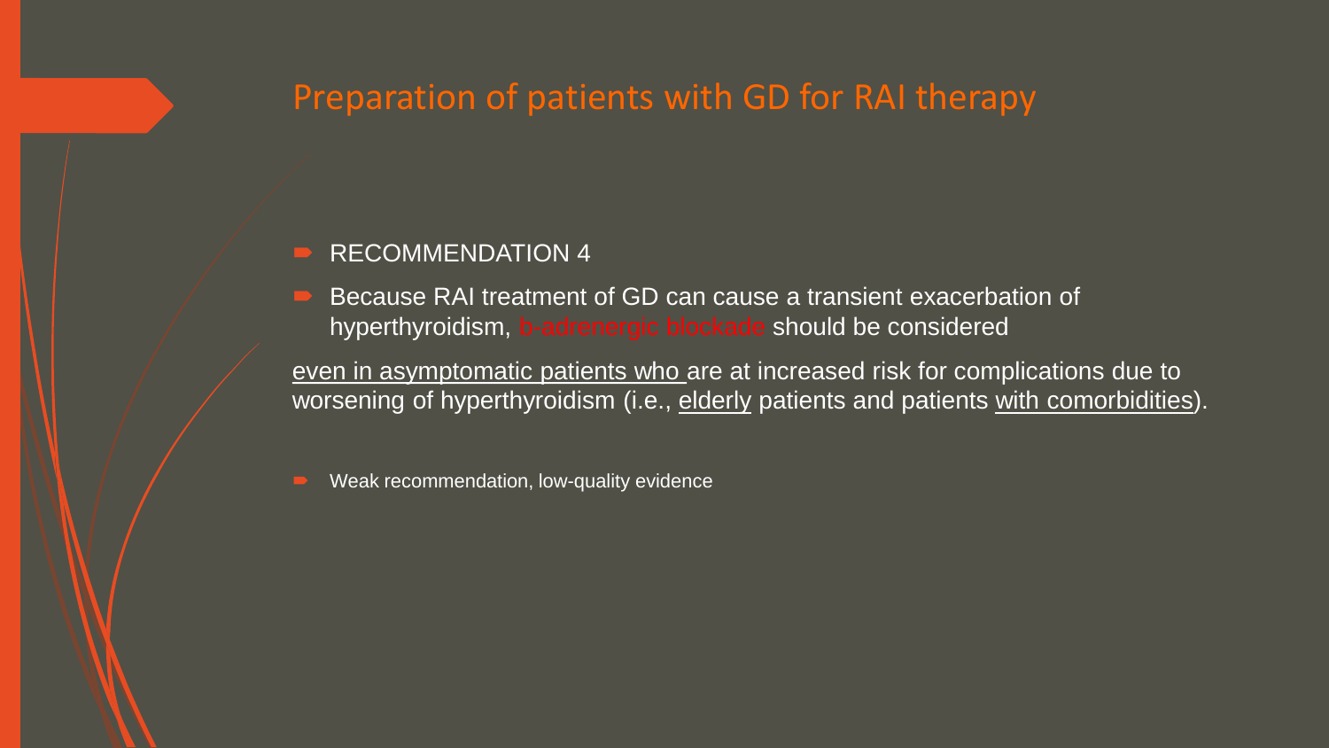# Preparation of patients with GD for RAI therapy

- RECOMMENDATION 4
- Because RAI treatment of GD can cause a transient exacerbation of hyperthyroidism, b-adrenergic blockade should be considered

even in asymptomatic patients who are at increased risk for complications due to worsening of hyperthyroidism (i.e., elderly patients and patients with comorbidities).

- Weak recommendation, low-quality evidence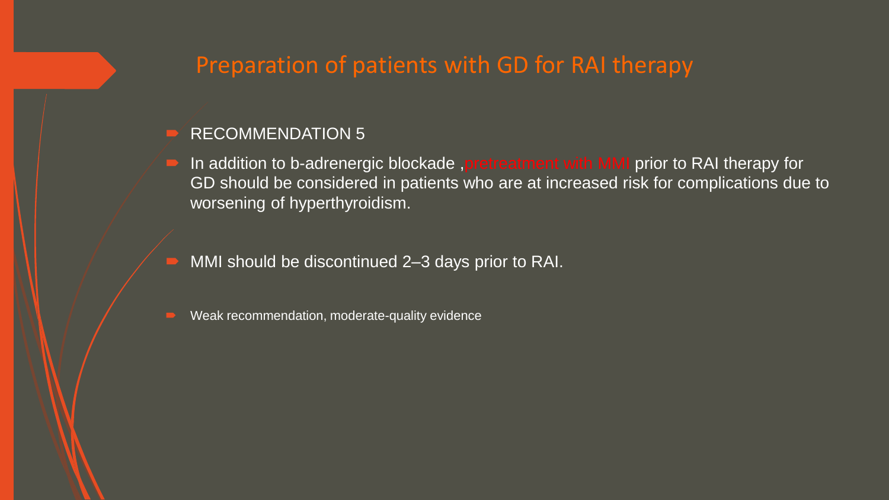# Preparation of patients with GD for RAI therapy

- RECOMMENDATION 5
- In addition to b-adrenergic blockade ,pretreatment with MMI prior to RAI therapy for GD should be considered in patients who are at increased risk for complications due to worsening of hyperthyroidism.
- MMI should be discontinued 2–3 days prior to RAI.
- Weak recommendation, moderate-quality evidence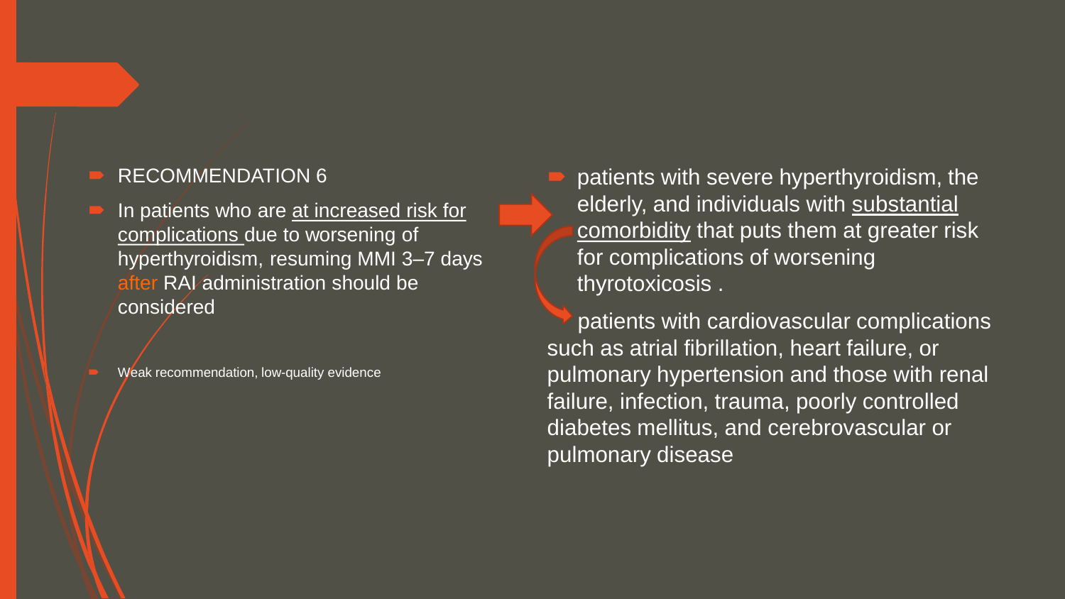- RECOMMENDATION 6
- In patients who are at increased risk for complications due to worsening of hyperthyroidism, resuming MMI 3–7 days after RAI administration should be considered
  - Weak recommendation, low-quality evidence

- patients with severe hyperthyroidism, the elderly, and individuals with substantial comorbidity that puts them at greater risk for complications of worsening thyrotoxicosis .

patients with cardiovascular complications such as atrial fibrillation, heart failure, or pulmonary hypertension and those with renal failure, infection, trauma, poorly controlled diabetes mellitus, and cerebrovascular or pulmonary disease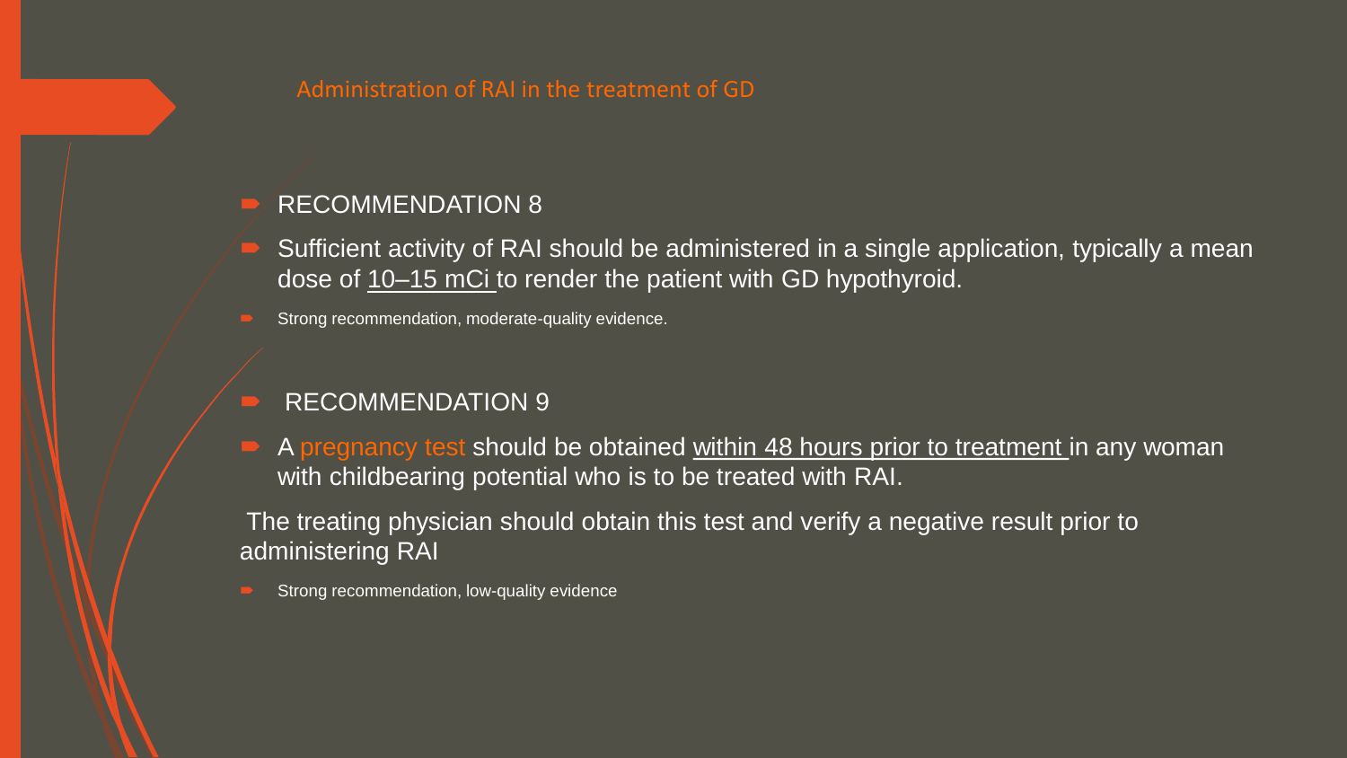## Administration of RAI in the treatment of GD

- RECOMMENDATION 8
- Sufficient activity of RAI should be administered in a single application, typically a mean dose of 10–15 mCi to render the patient with GD hypothyroid.
- Strong recommendation, moderate-quality evidence.

- RECOMMENDATION 9
- A pregnancy test should be obtained within 48 hours prior to treatment in any woman with childbearing potential who is to be treated with RAI.

The treating physician should obtain this test and verify a negative result prior to administering RAI

- Strong recommendation, low-quality evidence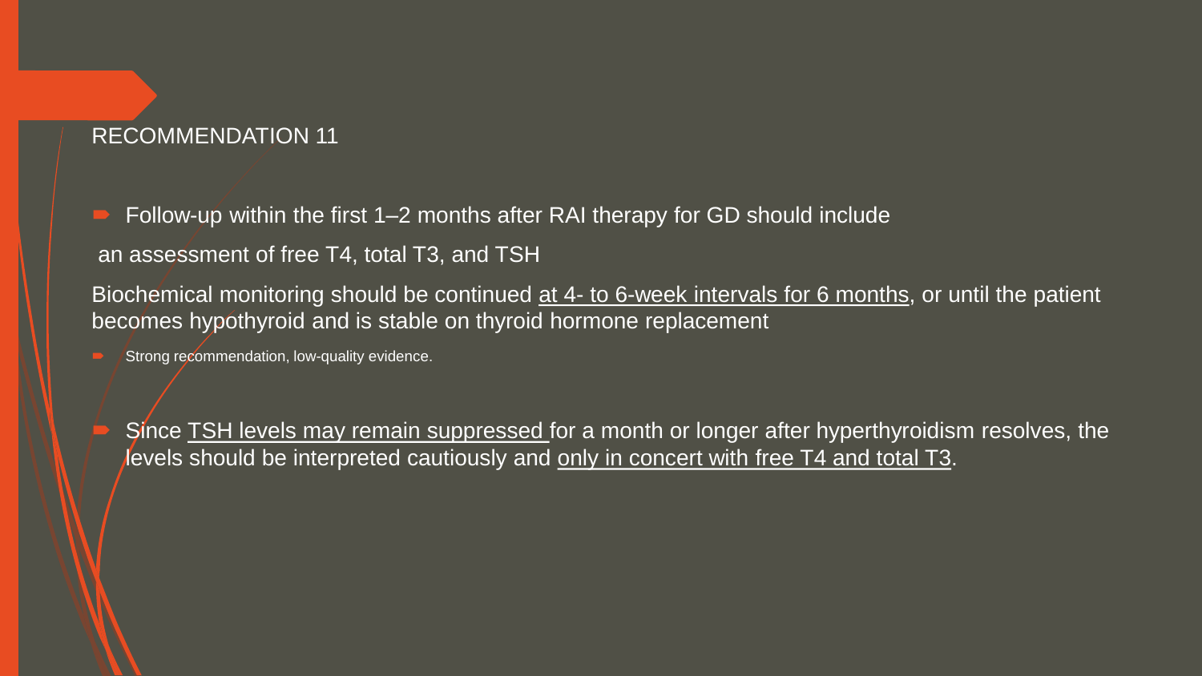## RECOMMENDATION 11

- Follow-up within the first 1–2 months after RAI therapy for GD should include

an assessment of free T4, total T3, and TSH

Biochemical monitoring should be continued at 4- to 6-week intervals for 6 months, or until the patient becomes hypothyroid and is stable on thyroid hormone replacement

- Strong recommendation, low-quality evidence.

- Since TSH levels may remain suppressed for a month or longer after hyperthyroidism resolves, the levels should be interpreted cautiously and only in concert with free T4 and total T3.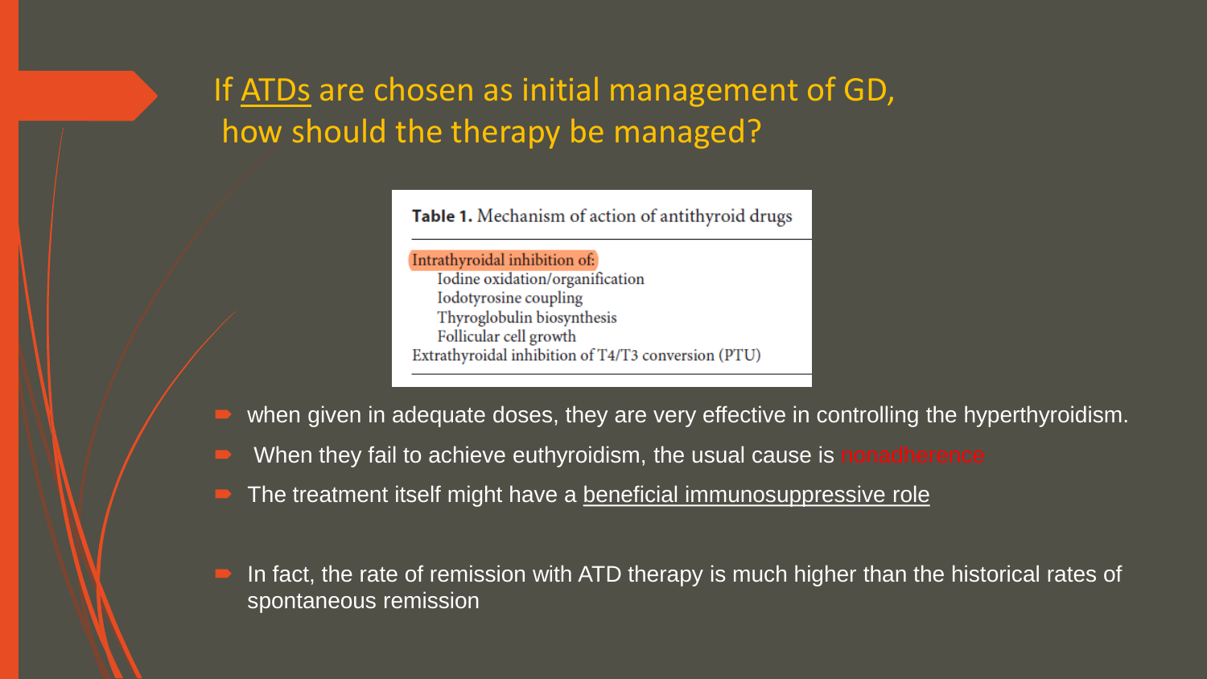## If ATDs are chosen as initial management of GD, how should the therapy be managed?

**Table 1.** Mechanism of action of antithyroid drugs

| |
|---|
| Intrathyroidal inhibition of: |
| Iodine oxidation/organification |
| Iodotyrosine coupling |
| Thyroglobulin biosynthesis |
| Follicular cell growth |
| Extrathyroidal inhibition of T4/T3 conversion (PTU) |

- when given in adequate doses, they are very effective in controlling the hyperthyroidism.
- When they fail to achieve euthyroidism, the usual cause is nonadherence
- The treatment itself might have a beneficial immunosuppressive role
- In fact, the rate of remission with ATD therapy is much higher than the historical rates of spontaneous remission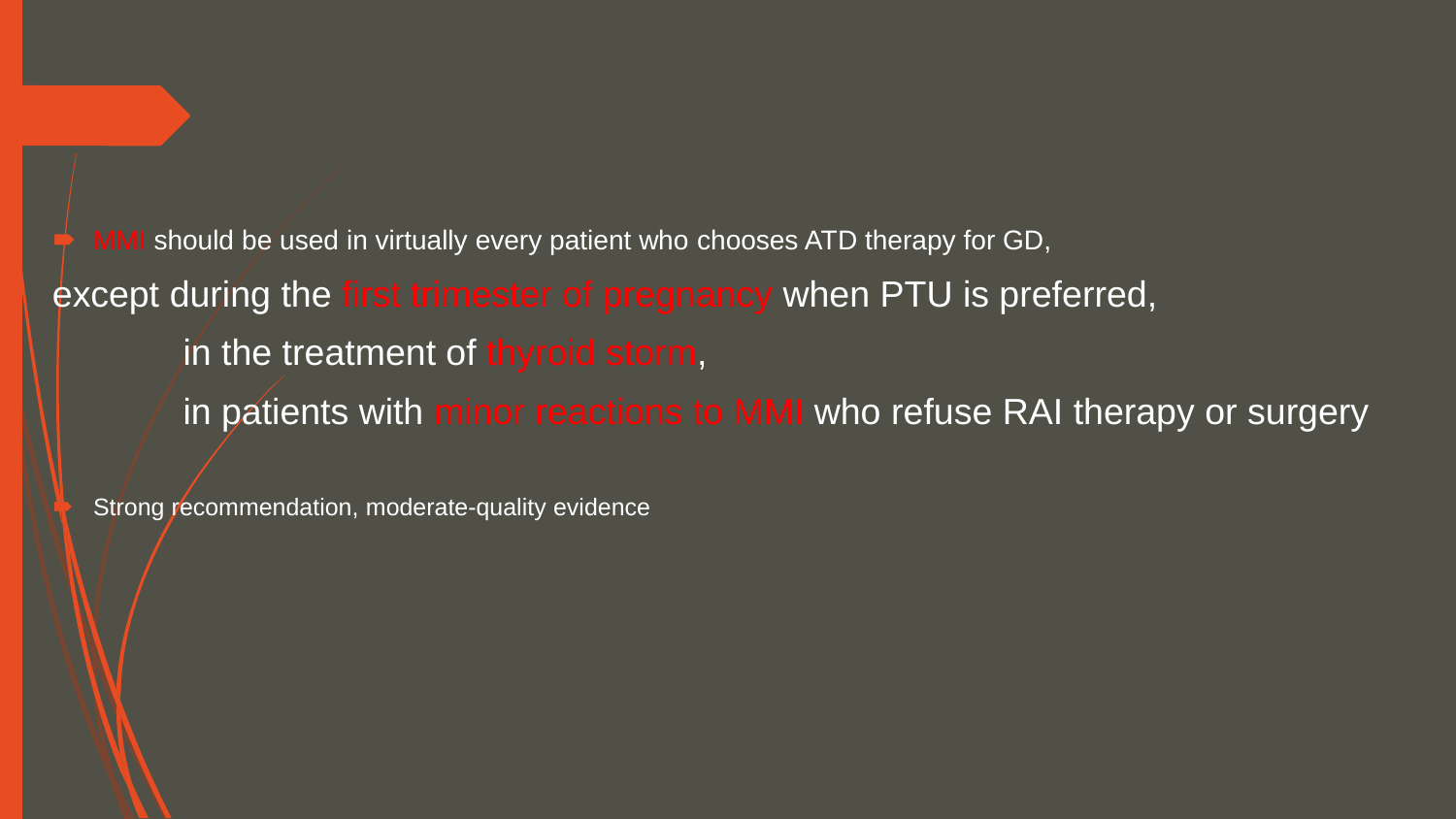- MMI should be used in virtually every patient who chooses ATD therapy for GD,

except during the first trimester of pregnancy when PTU is preferred,

in the treatment of thyroid storm,

in patients with minor reactions to MMI who refuse RAI therapy or surgery

- Strong recommendation, moderate-quality evidence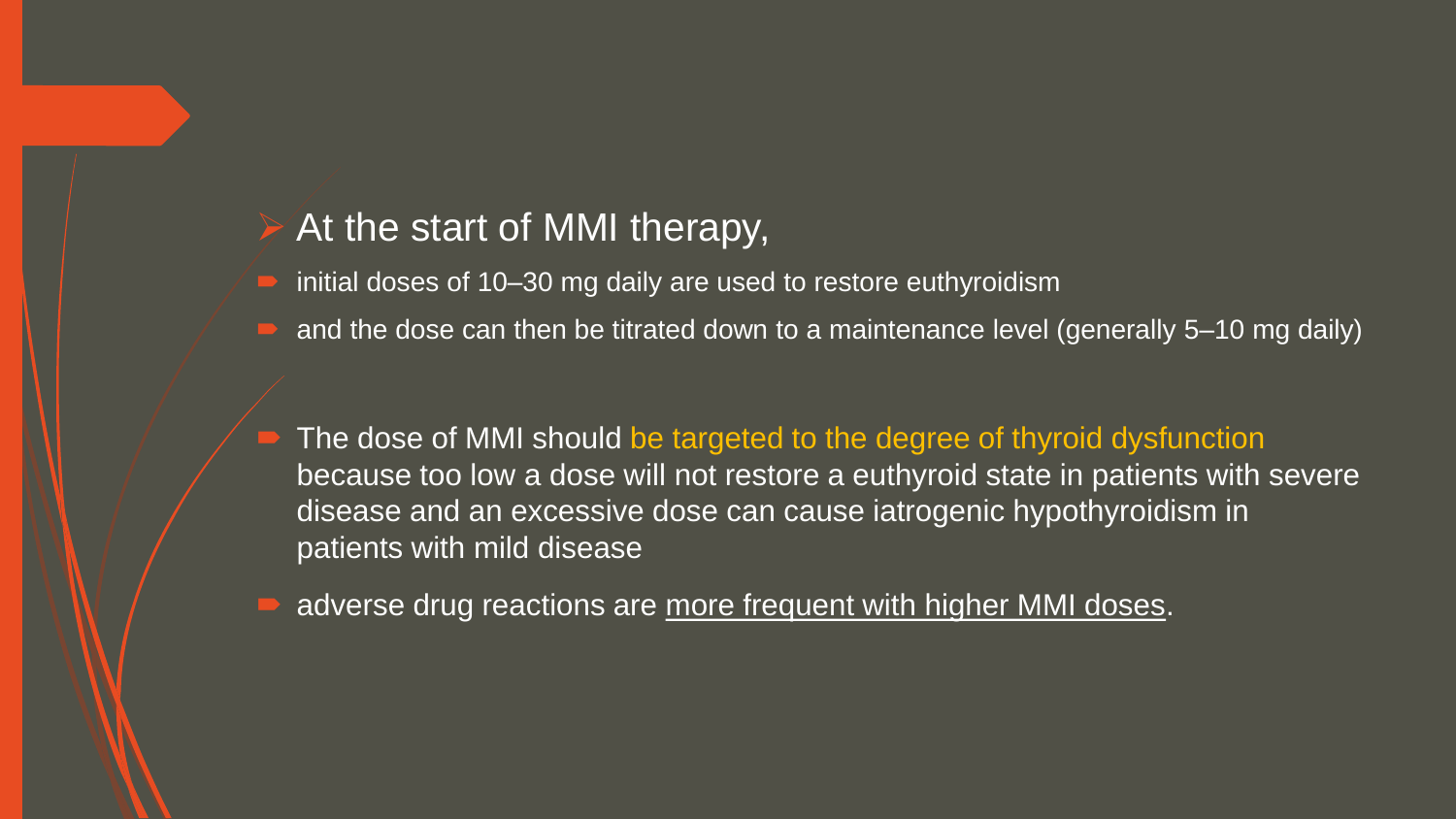## At the start of MMI therapy,

- initial doses of 10–30 mg daily are used to restore euthyroidism
- and the dose can then be titrated down to a maintenance level (generally 5–10 mg daily)

- The dose of MMI should be targeted to the degree of thyroid dysfunction because too low a dose will not restore a euthyroid state in patients with severe disease and an excessive dose can cause iatrogenic hypothyroidism in patients with mild disease
- adverse drug reactions are more frequent with higher MMI doses.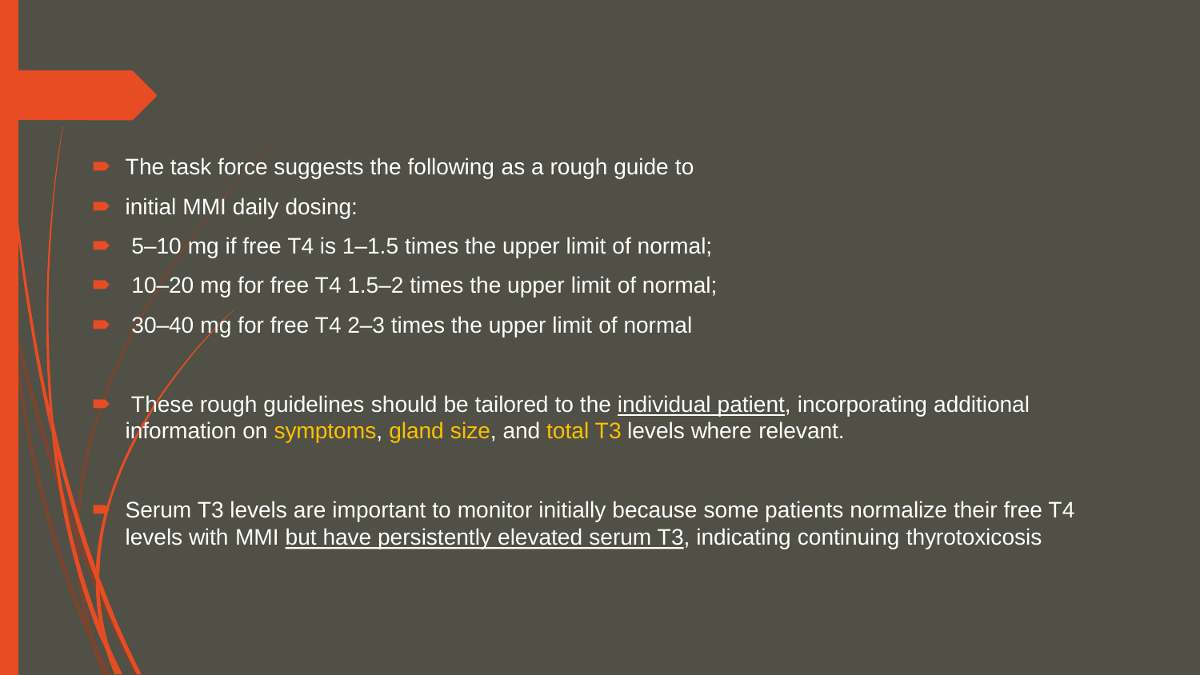- The task force suggests the following as a rough guide to
- initial MMI daily dosing:
- 5–10 mg if free T4 is 1–1.5 times the upper limit of normal;
- 10–20 mg for free T4 1.5–2 times the upper limit of normal;
- 30–40 mg for free T4 2–3 times the upper limit of normal

- These rough guidelines should be tailored to the individual patient, incorporating additional information on symptoms, gland size, and total T3 levels where relevant.

- Serum T3 levels are important to monitor initially because some patients normalize their free T4 levels with MMI but have persistently elevated serum T3, indicating continuing thyrotoxicosis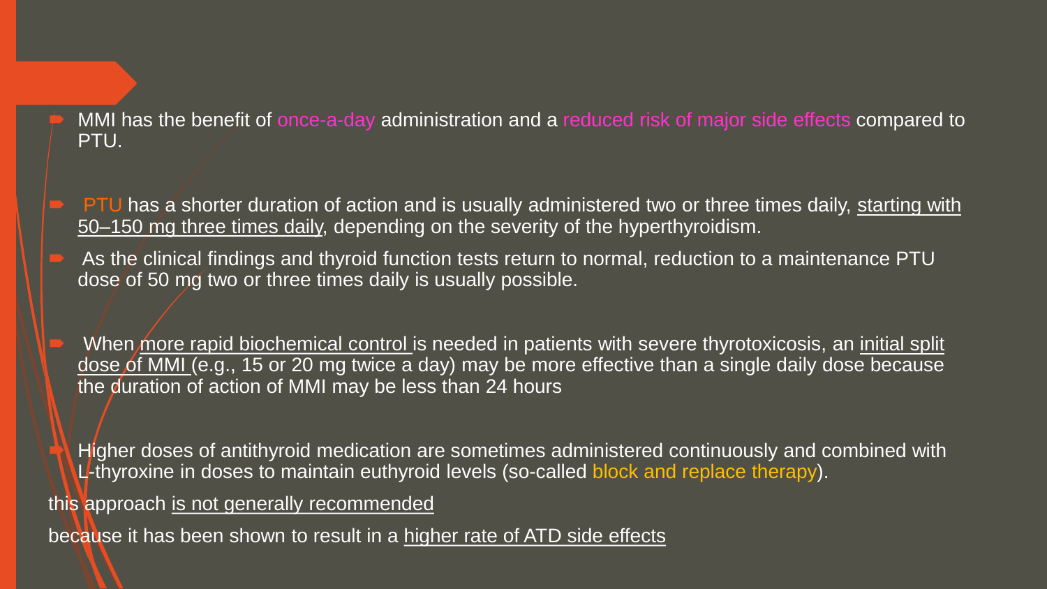- MMI has the benefit of once-a-day administration and a reduced risk of major side effects compared to PTU.

- PTU has a shorter duration of action and is usually administered two or three times daily, starting with 50–150 mg three times daily, depending on the severity of the hyperthyroidism.
- As the clinical findings and thyroid function tests return to normal, reduction to a maintenance PTU dose of 50 mg two or three times daily is usually possible.

- When more rapid biochemical control is needed in patients with severe thyrotoxicosis, an initial split dose of MMI (e.g., 15 or 20 mg twice a day) may be more effective than a single daily dose because the duration of action of MMI may be less than 24 hours

- Higher doses of antithyroid medication are sometimes administered continuously and combined with L-thyroxine in doses to maintain euthyroid levels (so-called block and replace therapy).

this approach is not generally recommended

because it has been shown to result in a higher rate of ATD side effects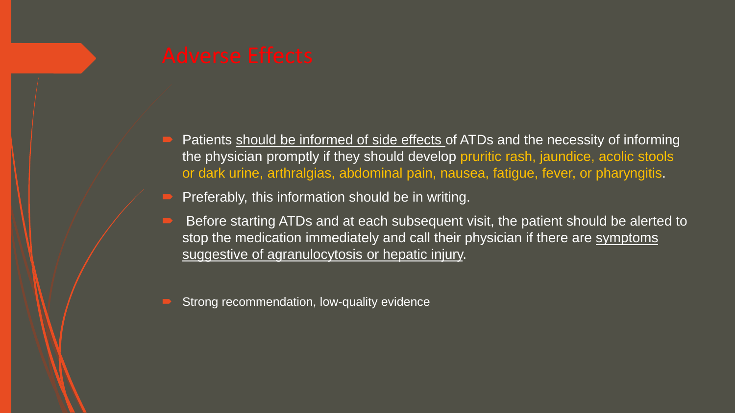# Adverse Effects

- Patients should be informed of side effects of ATDs and the necessity of informing the physician promptly if they should develop pruritic rash, jaundice, acolic stools or dark urine, arthralgias, abdominal pain, nausea, fatigue, fever, or pharyngitis.
- Preferably, this information should be in writing.
- Before starting ATDs and at each subsequent visit, the patient should be alerted to stop the medication immediately and call their physician if there are symptoms suggestive of agranulocytosis or hepatic injury.
- Strong recommendation, low-quality evidence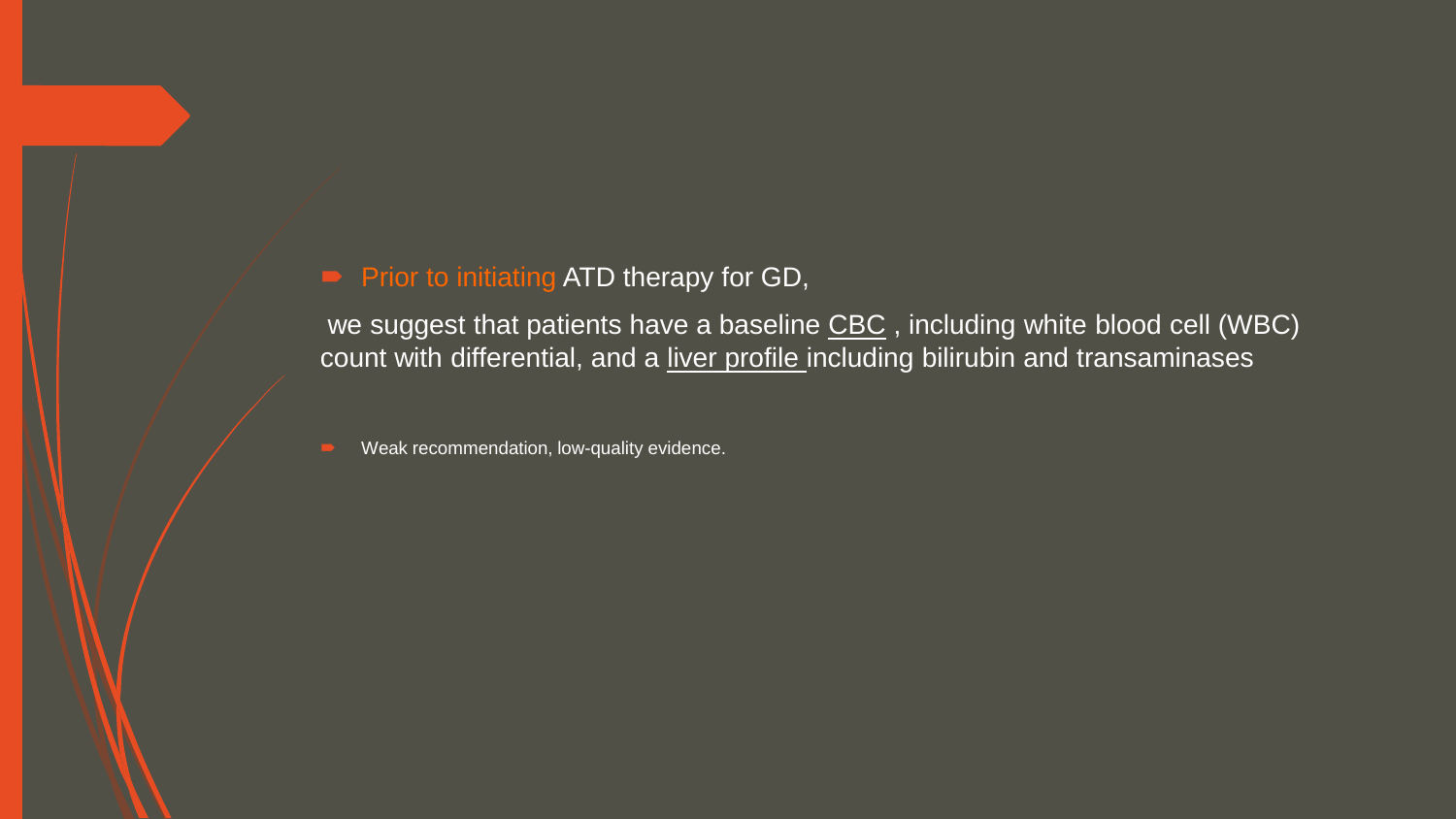- Prior to initiating ATD therapy for GD,

  we suggest that patients have a baseline CBC , including white blood cell (WBC) count with differential, and a liver profile including bilirubin and transaminases

- Weak recommendation, low-quality evidence.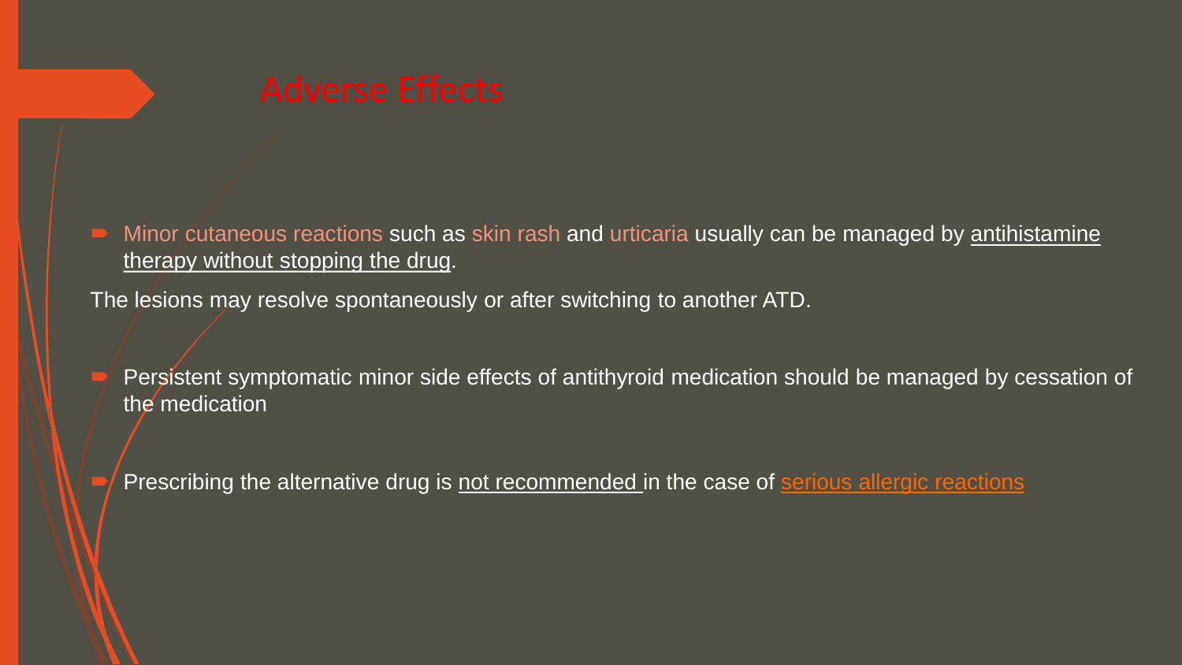# Adverse Effects

- Minor cutaneous reactions such as skin rash and urticaria usually can be managed by antihistamine therapy without stopping the drug.

The lesions may resolve spontaneously or after switching to another ATD.

- Persistent symptomatic minor side effects of antithyroid medication should be managed by cessation of the medication

- Prescribing the alternative drug is not recommended in the case of serious allergic reactions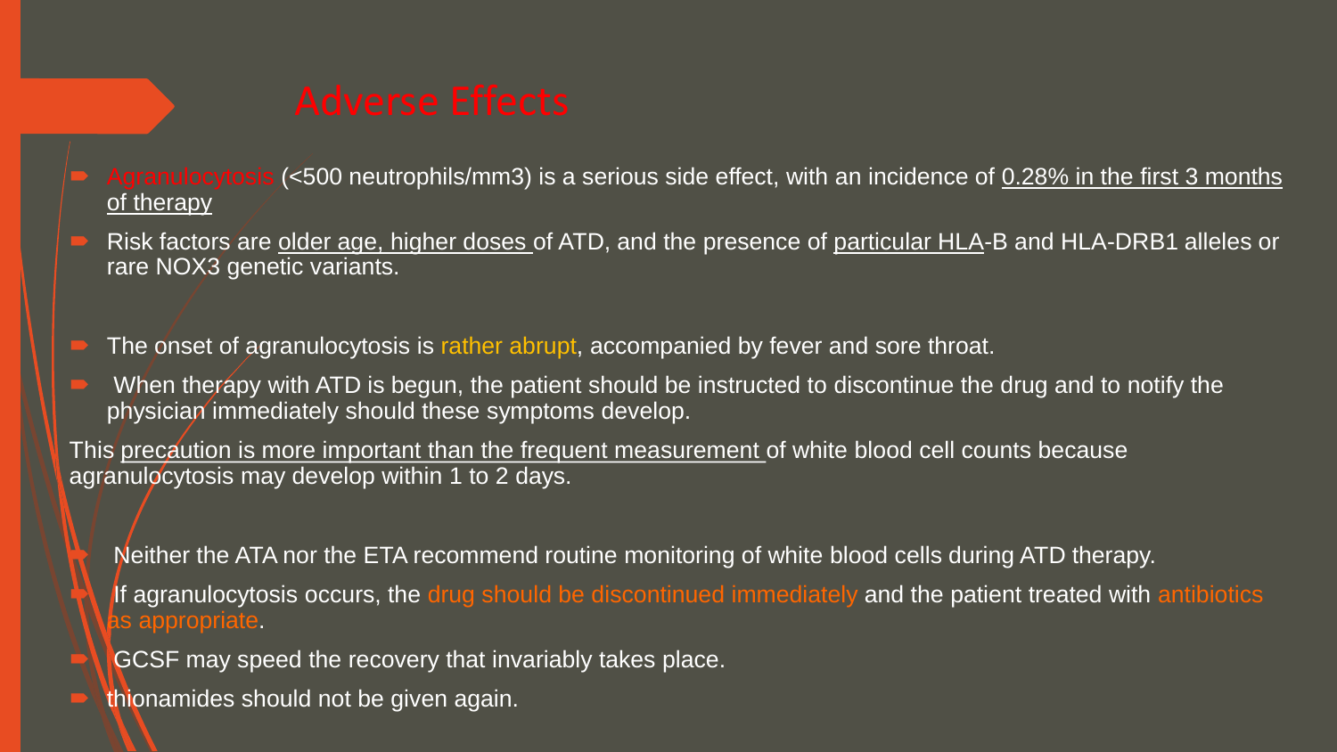# Adverse Effects

- Agranulocytosis (<500 neutrophils/mm3) is a serious side effect, with an incidence of 0.28% in the first 3 months of therapy
- Risk factors are older age, higher doses of ATD, and the presence of particular HLA-B and HLA-DRB1 alleles or rare NOX3 genetic variants.
- The onset of agranulocytosis is rather abrupt, accompanied by fever and sore throat.
- When therapy with ATD is begun, the patient should be instructed to discontinue the drug and to notify the physician immediately should these symptoms develop.

This precaution is more important than the frequent measurement of white blood cell counts because agranulocytosis may develop within 1 to 2 days.

- Neither the ATA nor the ETA recommend routine monitoring of white blood cells during ATD therapy.
- If agranulocytosis occurs, the drug should be discontinued immediately and the patient treated with antibiotics as appropriate.
- GCSF may speed the recovery that invariably takes place.
- thionamides should not be given again.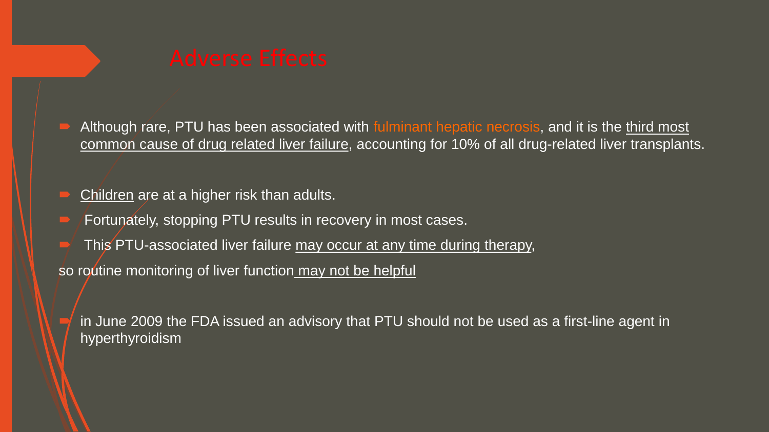## Adverse Effects

- Although rare, PTU has been associated with fulminant hepatic necrosis, and it is the third most common cause of drug related liver failure, accounting for 10% of all drug-related liver transplants.
- Children are at a higher risk than adults.
- Fortunately, stopping PTU results in recovery in most cases.
- This PTU-associated liver failure may occur at any time during therapy,

so routine monitoring of liver function may not be helpful

- in June 2009 the FDA issued an advisory that PTU should not be used as a first-line agent in hyperthyroidism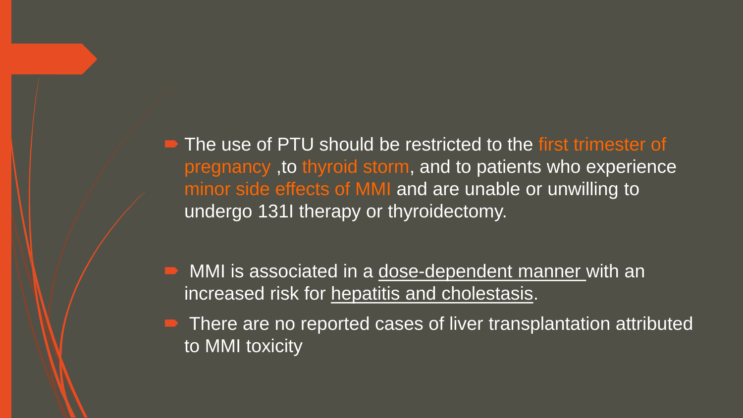- The use of PTU should be restricted to the first trimester of pregnancy ,to thyroid storm, and to patients who experience minor side effects of MMI and are unable or unwilling to undergo 131I therapy or thyroidectomy.

- MMI is associated in a dose-dependent manner with an increased risk for hepatitis and cholestasis.
- There are no reported cases of liver transplantation attributed to MMI toxicity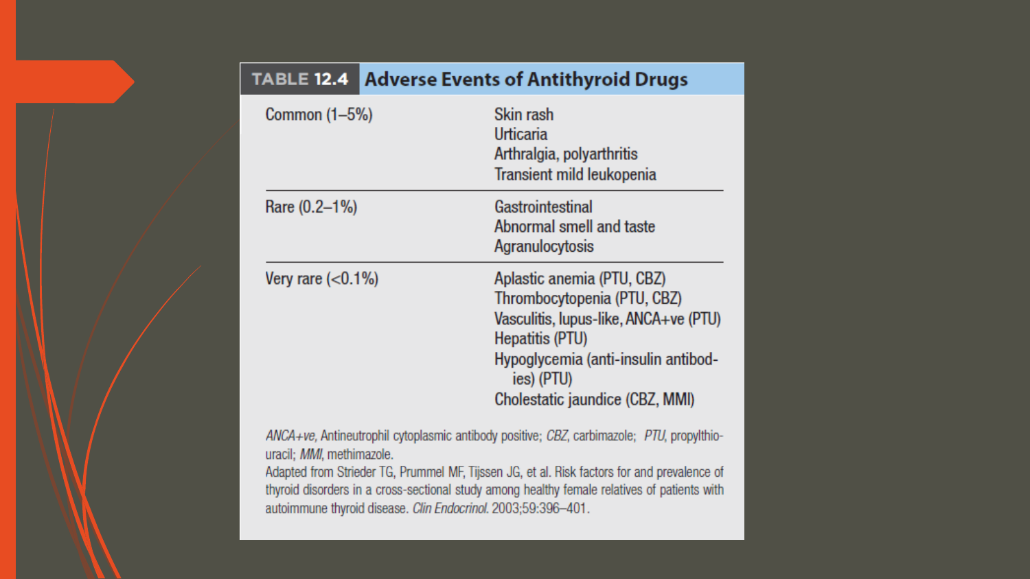**TABLE 12.4 Adverse Events of Antithyroid Drugs**

| Frequency | Adverse events |
|---|---|
| Common (1–5%) | Skin rash<br>Urticaria<br>Arthralgia, polyarthritis<br>Transient mild leukopenia |
| Rare (0.2–1%) | Gastrointestinal<br>Abnormal smell and taste<br>Agranulocytosis |
| Very rare (<0.1%) | Aplastic anemia (PTU, CBZ)<br>Thrombocytopenia (PTU, CBZ)<br>Vasculitis, lupus-like, ANCA+ve (PTU)<br>Hepatitis (PTU)<br>Hypoglycemia (anti-insulin antibodies) (PTU)<br>Cholestatic jaundice (CBZ, MMI) |

*ANCA+ve*, Antineutrophil cytoplasmic antibody positive; *CBZ*, carbimazole; *PTU*, propylthiouracil; *MMI*, methimazole.
Adapted from Strieder TG, Prummel MF, Tijssen JG, et al. Risk factors for and prevalence of thyroid disorders in a cross-sectional study among healthy female relatives of patients with autoimmune thyroid disease. *Clin Endocrinol*. 2003;59:396–401.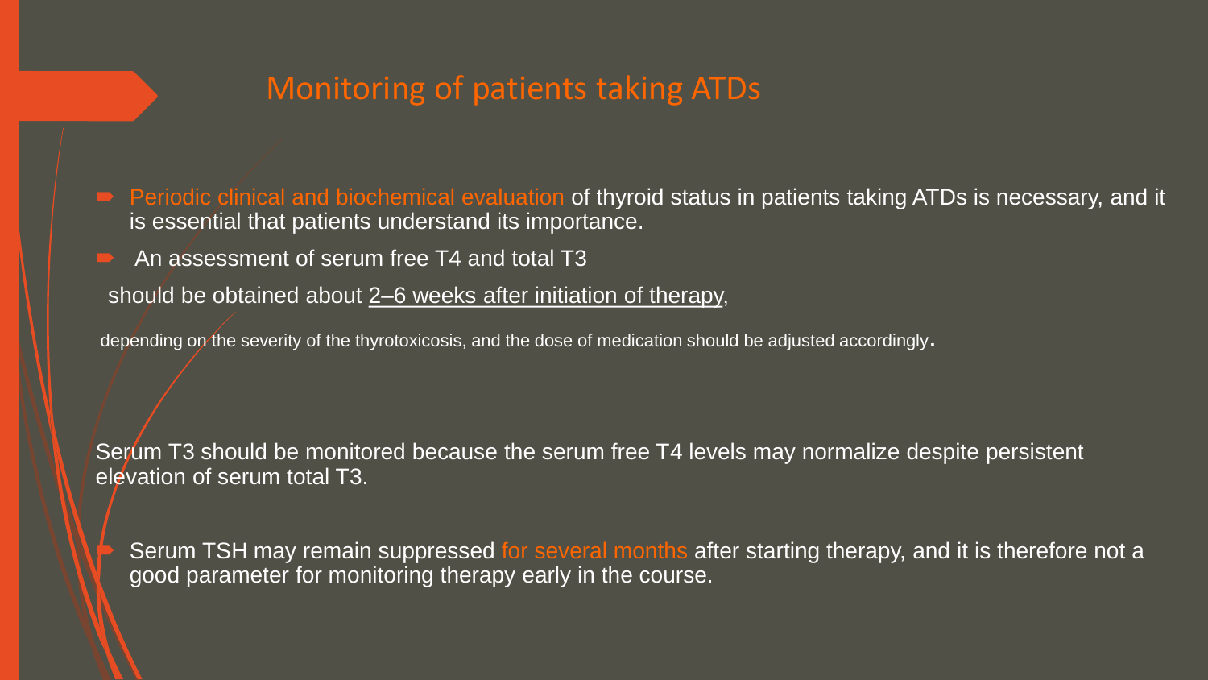## Monitoring of patients taking ATDs

- Periodic clinical and biochemical evaluation of thyroid status in patients taking ATDs is necessary, and it is essential that patients understand its importance.
- An assessment of serum free T4 and total T3

should be obtained about 2–6 weeks after initiation of therapy,

depending on the severity of the thyrotoxicosis, and the dose of medication should be adjusted accordingly.

Serum T3 should be monitored because the serum free T4 levels may normalize despite persistent elevation of serum total T3.

- Serum TSH may remain suppressed for several months after starting therapy, and it is therefore not a good parameter for monitoring therapy early in the course.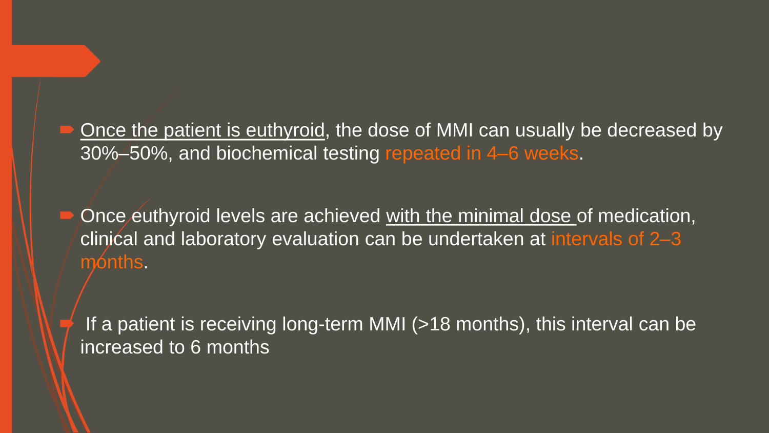- Once the patient is euthyroid, the dose of MMI can usually be decreased by 30%–50%, and biochemical testing repeated in 4–6 weeks.

- Once euthyroid levels are achieved with the minimal dose of medication, clinical and laboratory evaluation can be undertaken at intervals of 2–3 months.

- If a patient is receiving long-term MMI (>18 months), this interval can be increased to 6 months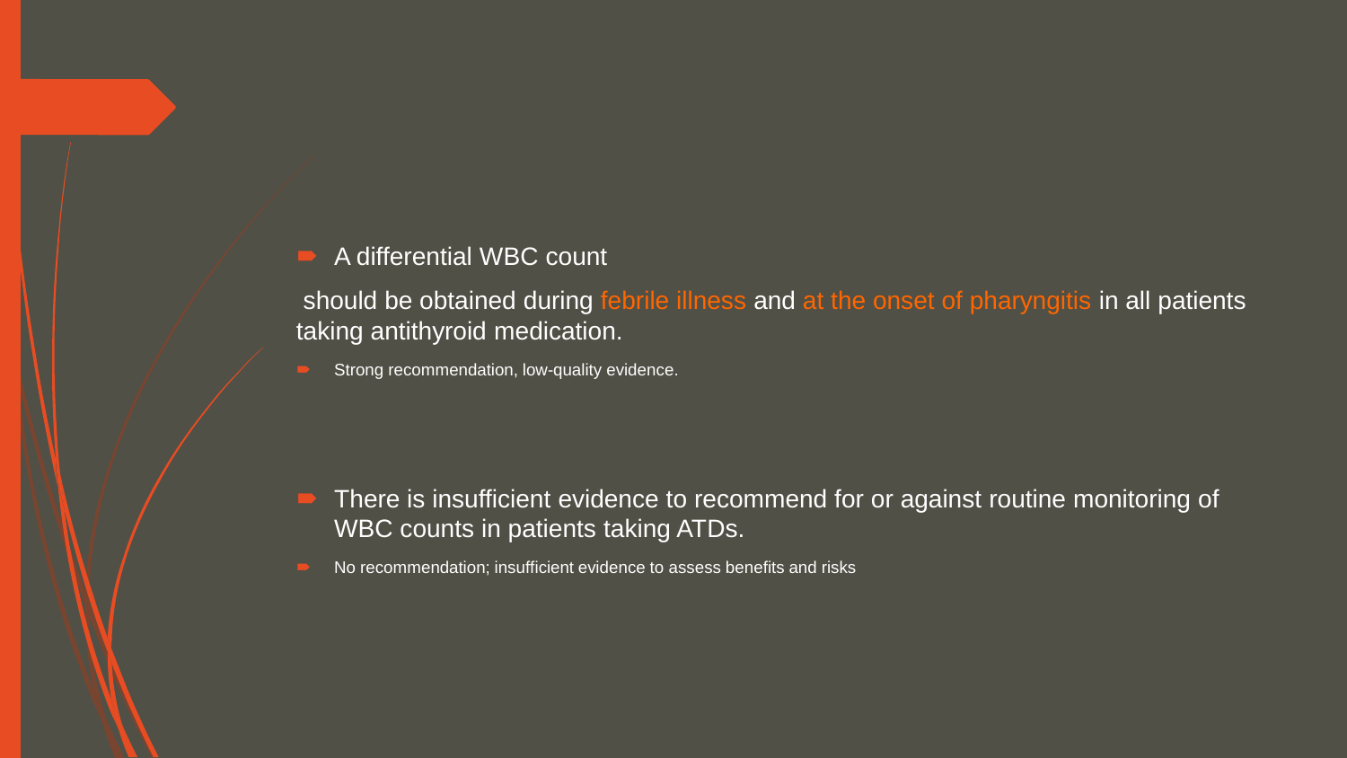- A differential WBC count

should be obtained during febrile illness and at the onset of pharyngitis in all patients taking antithyroid medication.

- Strong recommendation, low-quality evidence.

- There is insufficient evidence to recommend for or against routine monitoring of WBC counts in patients taking ATDs.
- No recommendation; insufficient evidence to assess benefits and risks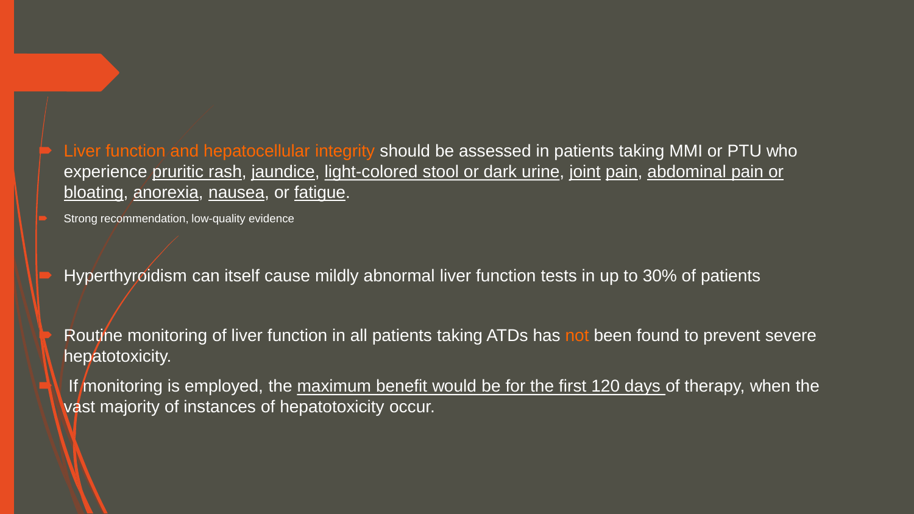- Liver function and hepatocellular integrity should be assessed in patients taking MMI or PTU who experience pruritic rash, jaundice, light-colored stool or dark urine, joint pain, abdominal pain or bloating, anorexia, nausea, or fatigue.
- Strong recommendation, low-quality evidence

- Hyperthyroidism can itself cause mildly abnormal liver function tests in up to 30% of patients

- Routine monitoring of liver function in all patients taking ATDs has not been found to prevent severe hepatotoxicity.
- If monitoring is employed, the maximum benefit would be for the first 120 days of therapy, when the vast majority of instances of hepatotoxicity occur.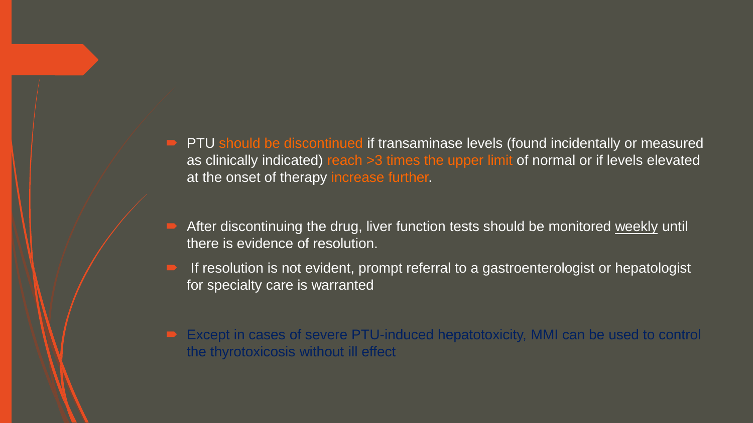- PTU should be discontinued if transaminase levels (found incidentally or measured as clinically indicated) reach >3 times the upper limit of normal or if levels elevated at the onset of therapy increase further.

- After discontinuing the drug, liver function tests should be monitored weekly until there is evidence of resolution.
- If resolution is not evident, prompt referral to a gastroenterologist or hepatologist for specialty care is warranted

- Except in cases of severe PTU-induced hepatotoxicity, MMI can be used to control the thyrotoxicosis without ill effect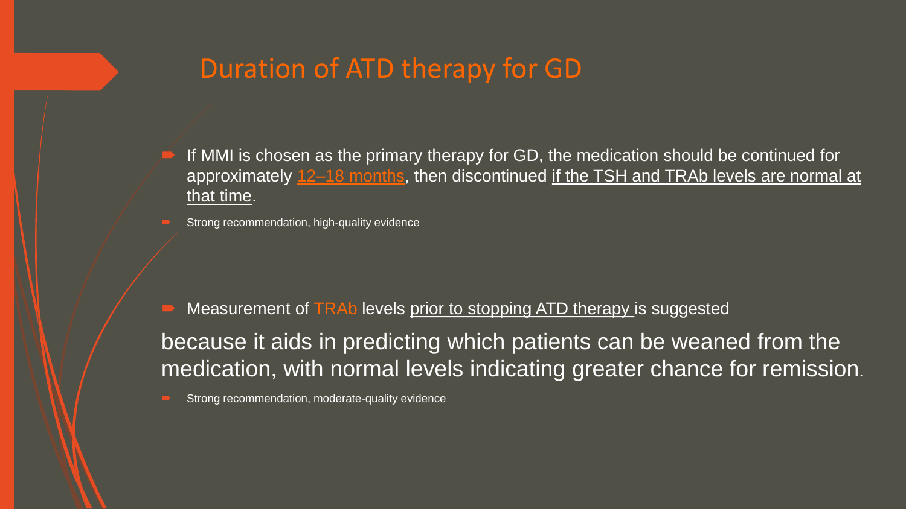## Duration of ATD therapy for GD

- If MMI is chosen as the primary therapy for GD, the medication should be continued for approximately 12–18 months, then discontinued if the TSH and TRAb levels are normal at that time.
- Strong recommendation, high-quality evidence

- Measurement of TRAb levels prior to stopping ATD therapy is suggested

because it aids in predicting which patients can be weaned from the medication, with normal levels indicating greater chance for remission.

- Strong recommendation, moderate-quality evidence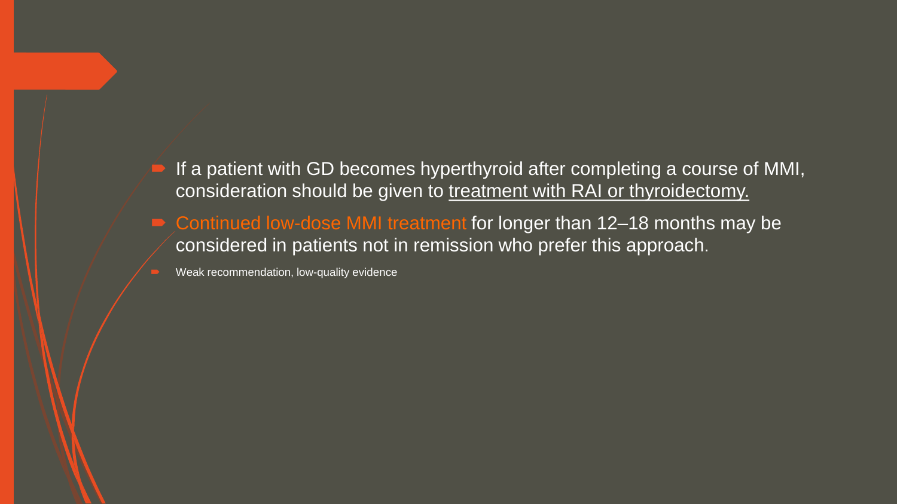- If a patient with GD becomes hyperthyroid after completing a course of MMI, consideration should be given to <u>treatment with RAI or thyroidectomy.</u>
- Continued low-dose MMI treatment for longer than 12–18 months may be considered in patients not in remission who prefer this approach.
- Weak recommendation, low-quality evidence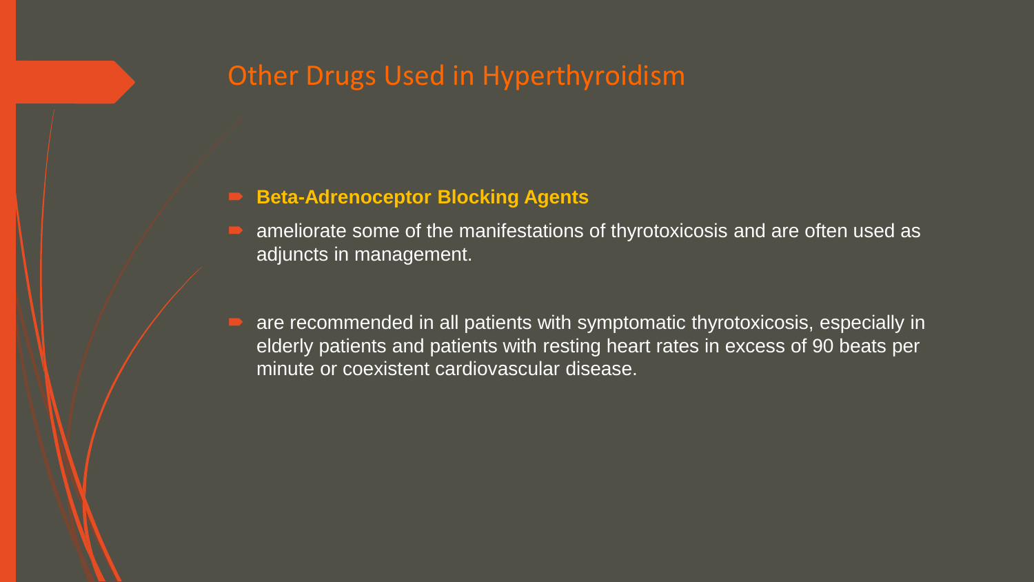# Other Drugs Used in Hyperthyroidism

- **Beta-Adrenoceptor Blocking Agents**
- ameliorate some of the manifestations of thyrotoxicosis and are often used as adjuncts in management.
- are recommended in all patients with symptomatic thyrotoxicosis, especially in elderly patients and patients with resting heart rates in excess of 90 beats per minute or coexistent cardiovascular disease.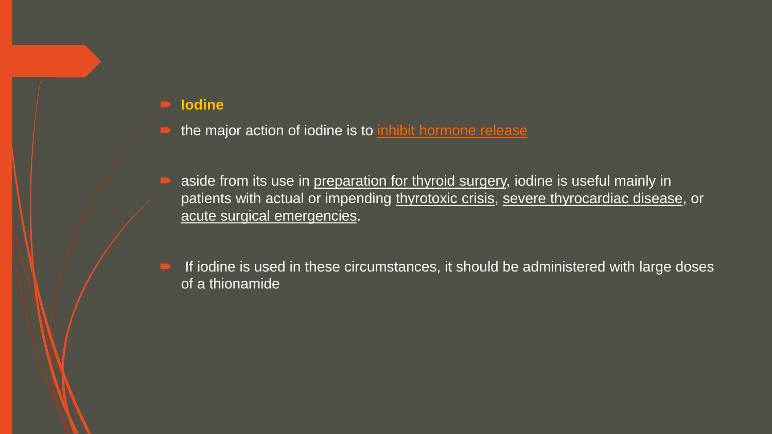- **Iodine**
- the major action of iodine is to inhibit hormone release
- aside from its use in preparation for thyroid surgery, iodine is useful mainly in patients with actual or impending thyrotoxic crisis, severe thyrocardiac disease, or acute surgical emergencies.
- If iodine is used in these circumstances, it should be administered with large doses of a thionamide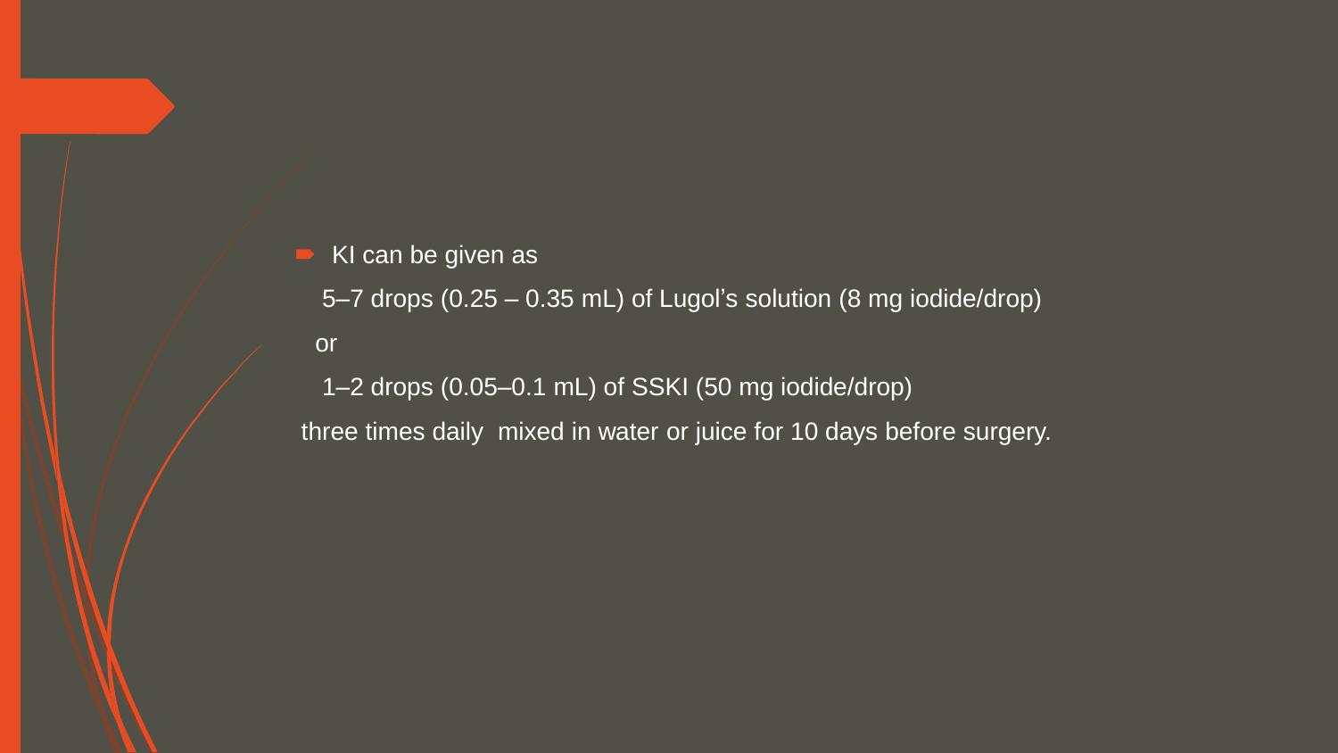- KI can be given as

  5–7 drops (0.25 – 0.35 mL) of Lugol's solution (8 mg iodide/drop)

  or

  1–2 drops (0.05–0.1 mL) of SSKI (50 mg iodide/drop)

  three times daily mixed in water or juice for 10 days before surgery.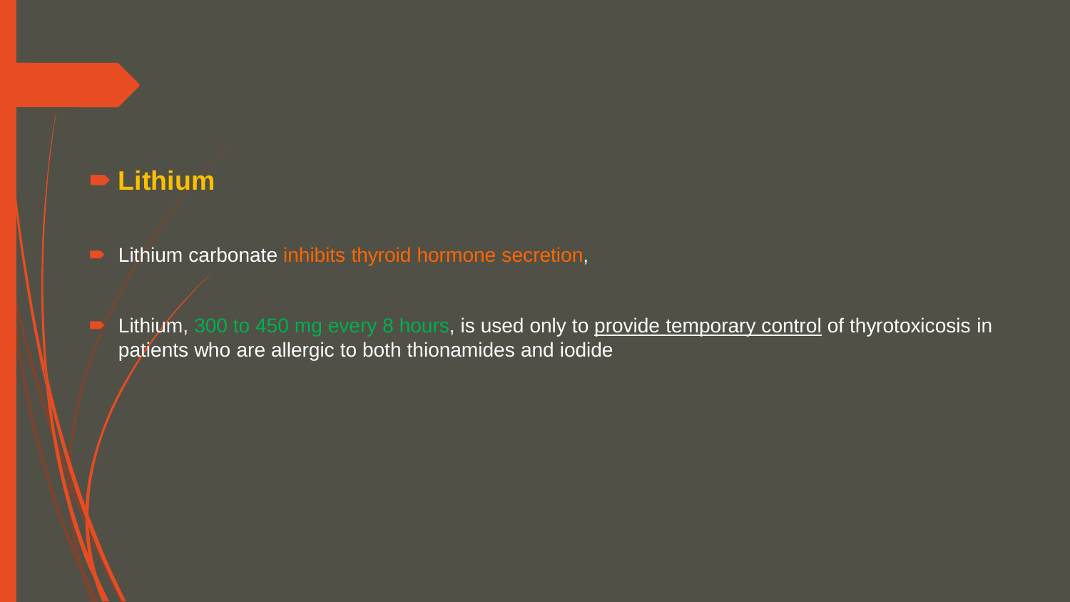## Lithium

- Lithium carbonate inhibits thyroid hormone secretion,
- Lithium, 300 to 450 mg every 8 hours, is used only to provide temporary control of thyrotoxicosis in patients who are allergic to both thionamides and iodide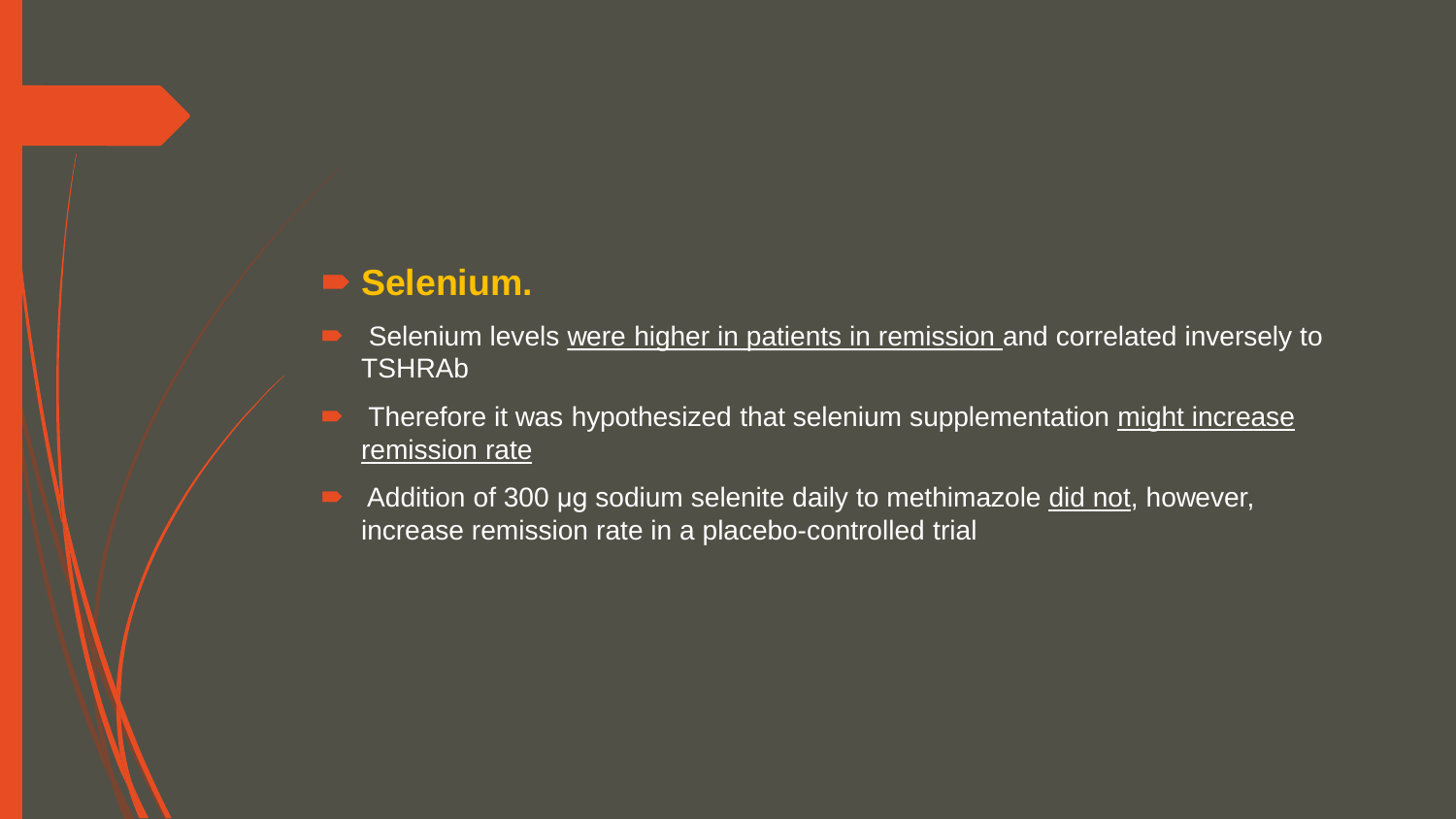- **Selenium.**
- Selenium levels were higher in patients in remission and correlated inversely to TSHRAb
- Therefore it was hypothesized that selenium supplementation might increase remission rate
- Addition of 300 µg sodium selenite daily to methimazole did not, however, increase remission rate in a placebo-controlled trial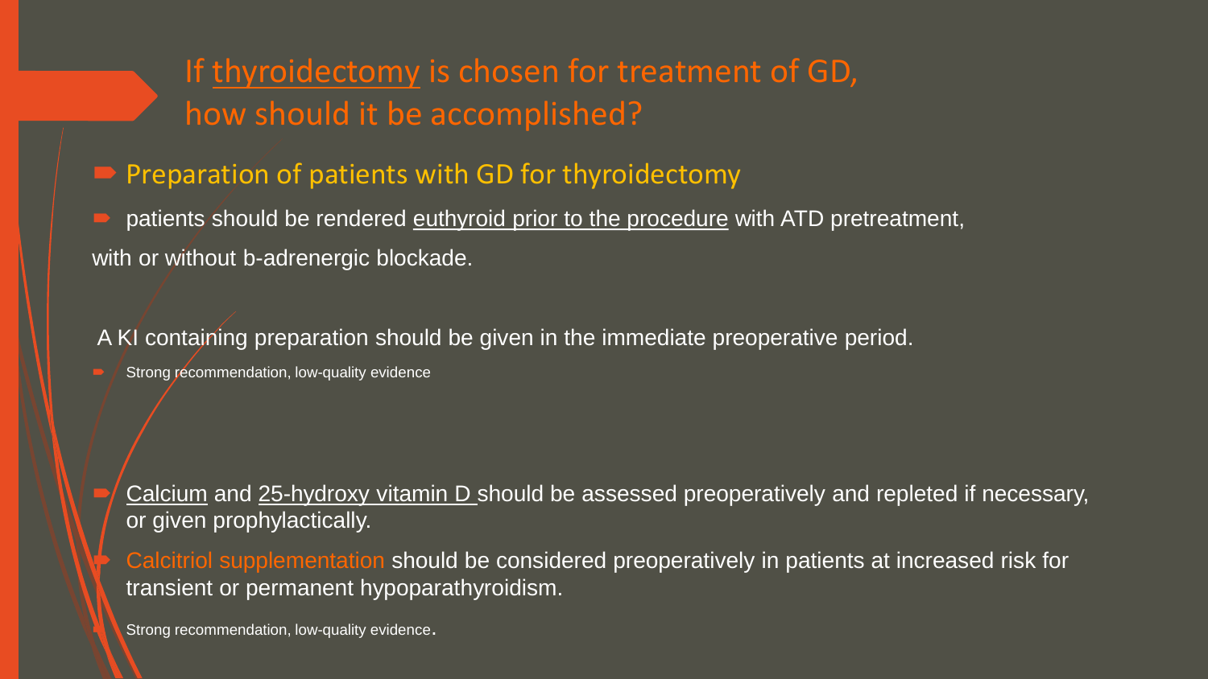# If thyroidectomy is chosen for treatment of GD, how should it be accomplished?

- **Preparation of patients with GD for thyroidectomy**
- patients should be rendered euthyroid prior to the procedure with ATD pretreatment, with or without b-adrenergic blockade.

A KI containing preparation should be given in the immediate preoperative period.

- Strong recommendation, low-quality evidence

- Calcium and 25-hydroxy vitamin D should be assessed preoperatively and repleted if necessary, or given prophylactically.
- Calcitriol supplementation should be considered preoperatively in patients at increased risk for transient or permanent hypoparathyroidism.
- Strong recommendation, low-quality evidence.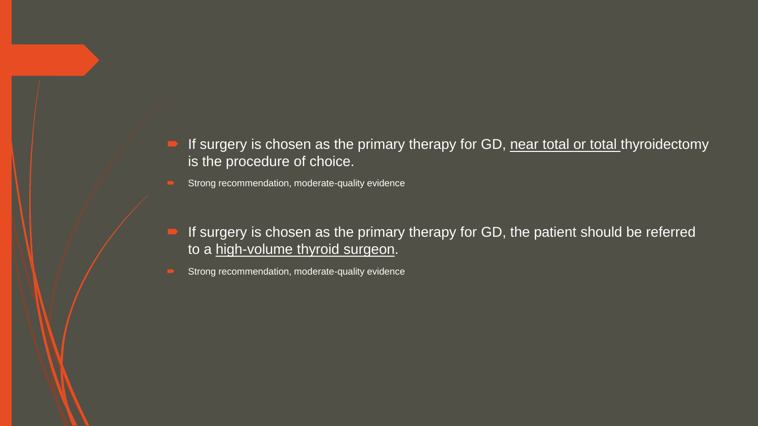- If surgery is chosen as the primary therapy for GD, near total or total thyroidectomy is the procedure of choice.
- Strong recommendation, moderate-quality evidence

- If surgery is chosen as the primary therapy for GD, the patient should be referred to a high-volume thyroid surgeon.
- Strong recommendation, moderate-quality evidence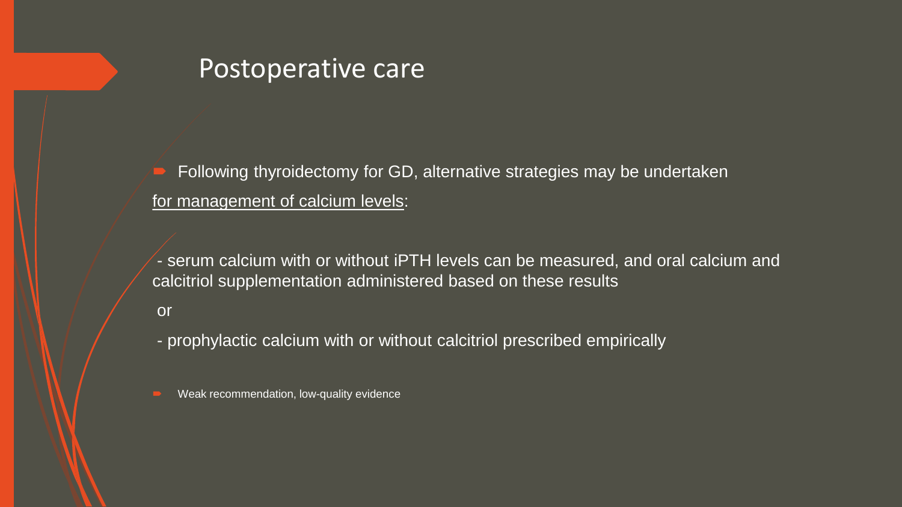# Postoperative care

- Following thyroidectomy for GD, alternative strategies may be undertaken for management of calcium levels:

  - serum calcium with or without iPTH levels can be measured, and oral calcium and calcitriol supplementation administered based on these results

  or

  - prophylactic calcium with or without calcitriol prescribed empirically

- Weak recommendation, low-quality evidence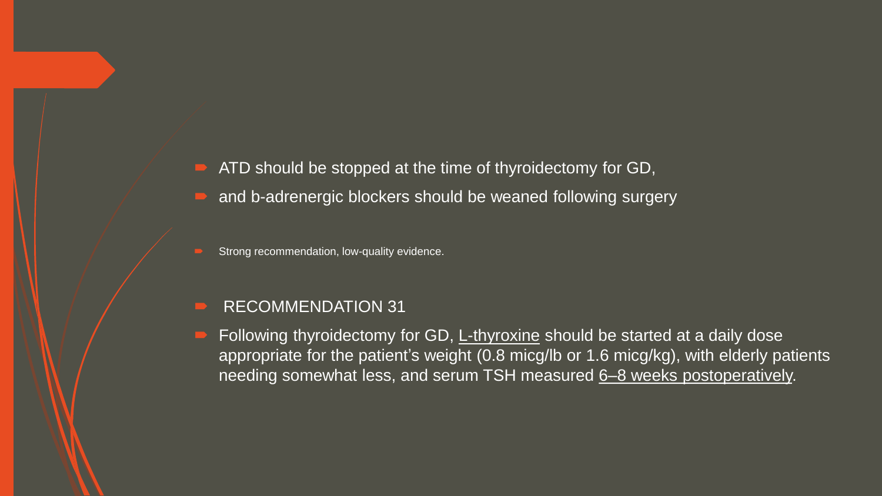- ATD should be stopped at the time of thyroidectomy for GD,
- and b-adrenergic blockers should be weaned following surgery

- Strong recommendation, low-quality evidence.

- RECOMMENDATION 31
- Following thyroidectomy for GD, L-thyroxine should be started at a daily dose appropriate for the patient's weight (0.8 micg/lb or 1.6 micg/kg), with elderly patients needing somewhat less, and serum TSH measured 6–8 weeks postoperatively.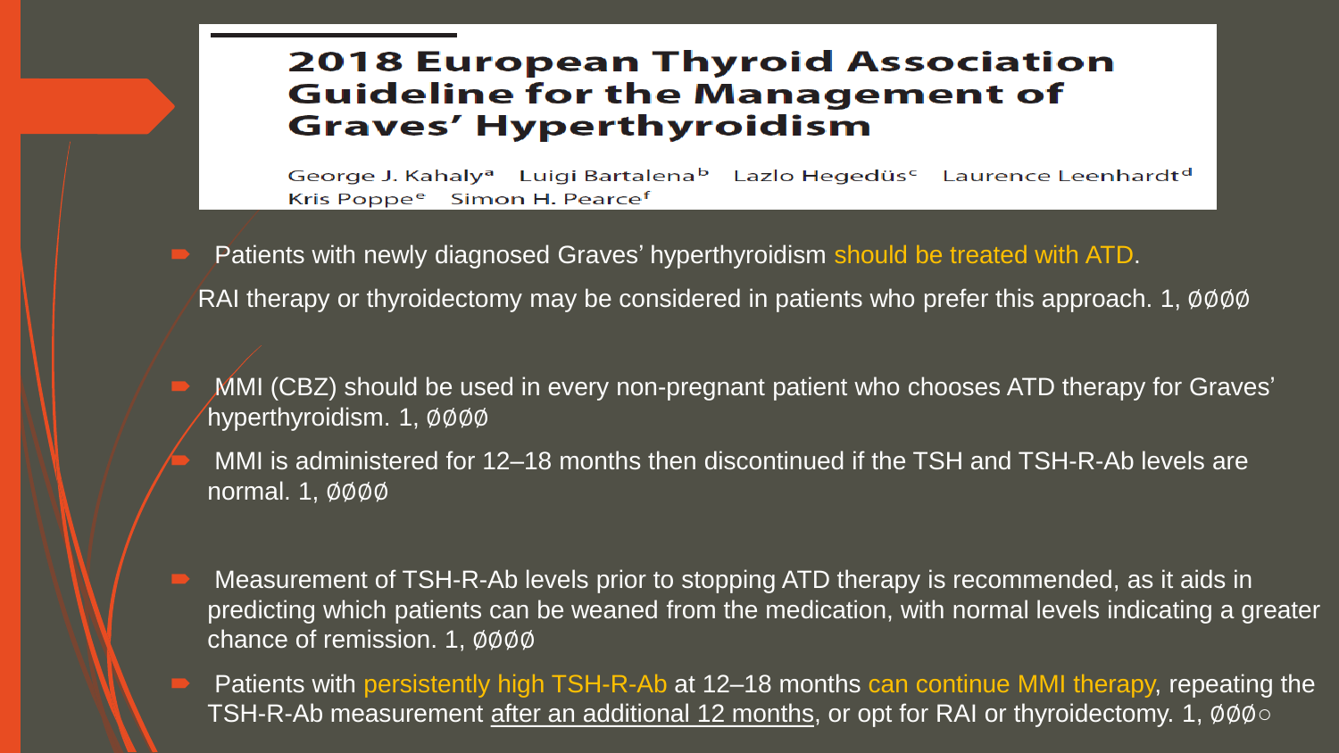# 2018 European Thyroid Association Guideline for the Management of Graves' Hyperthyroidism

George J. Kahaly[a] Luigi Bartalena[b] Lazlo Hegedüs[c] Laurence Leenhardt[d] Kris Poppe[e] Simon H. Pearce[f]

- Patients with newly diagnosed Graves' hyperthyroidism should be treated with ATD.

  RAI therapy or thyroidectomy may be considered in patients who prefer this approach. 1, ØØØØ

- MMI (CBZ) should be used in every non-pregnant patient who chooses ATD therapy for Graves' hyperthyroidism. 1, ØØØØ
- MMI is administered for 12–18 months then discontinued if the TSH and TSH-R-Ab levels are normal. 1, ØØØØ
- Measurement of TSH-R-Ab levels prior to stopping ATD therapy is recommended, as it aids in predicting which patients can be weaned from the medication, with normal levels indicating a greater chance of remission. 1, ØØØØ
- Patients with persistently high TSH-R-Ab at 12–18 months can continue MMI therapy, repeating the TSH-R-Ab measurement after an additional 12 months, or opt for RAI or thyroidectomy. 1, ØØØ○